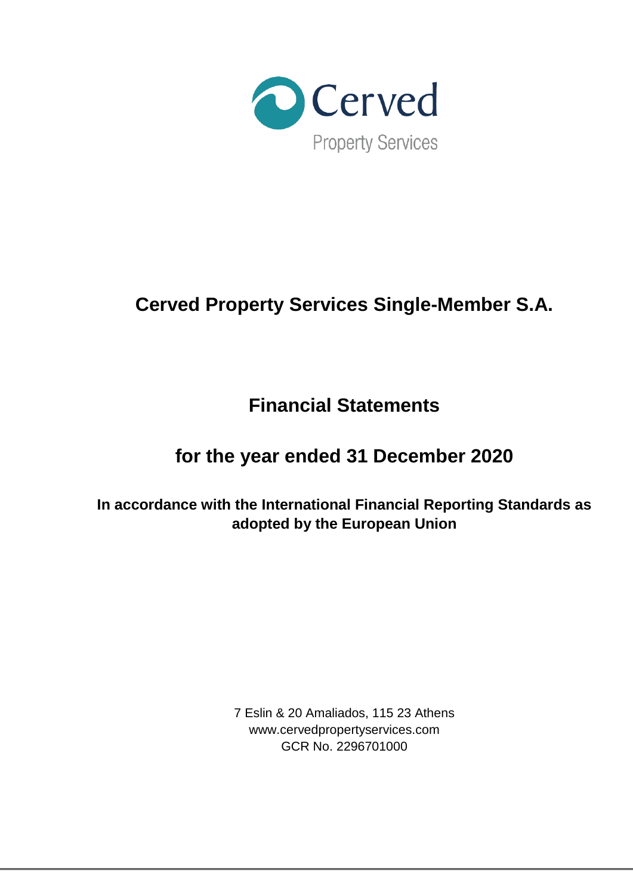Cerved

Property Services

# Cerved Property Services Single-Member S.A.

## Financial Statements

## for the year ended 31 December 2020

**In accordance with the International Financial Reporting Standards as adopted by the European Union**

7 Eslin & 20 Amaliados, 115 23 Athens
www.cervedpropertyservices.com
GCR No. 2296701000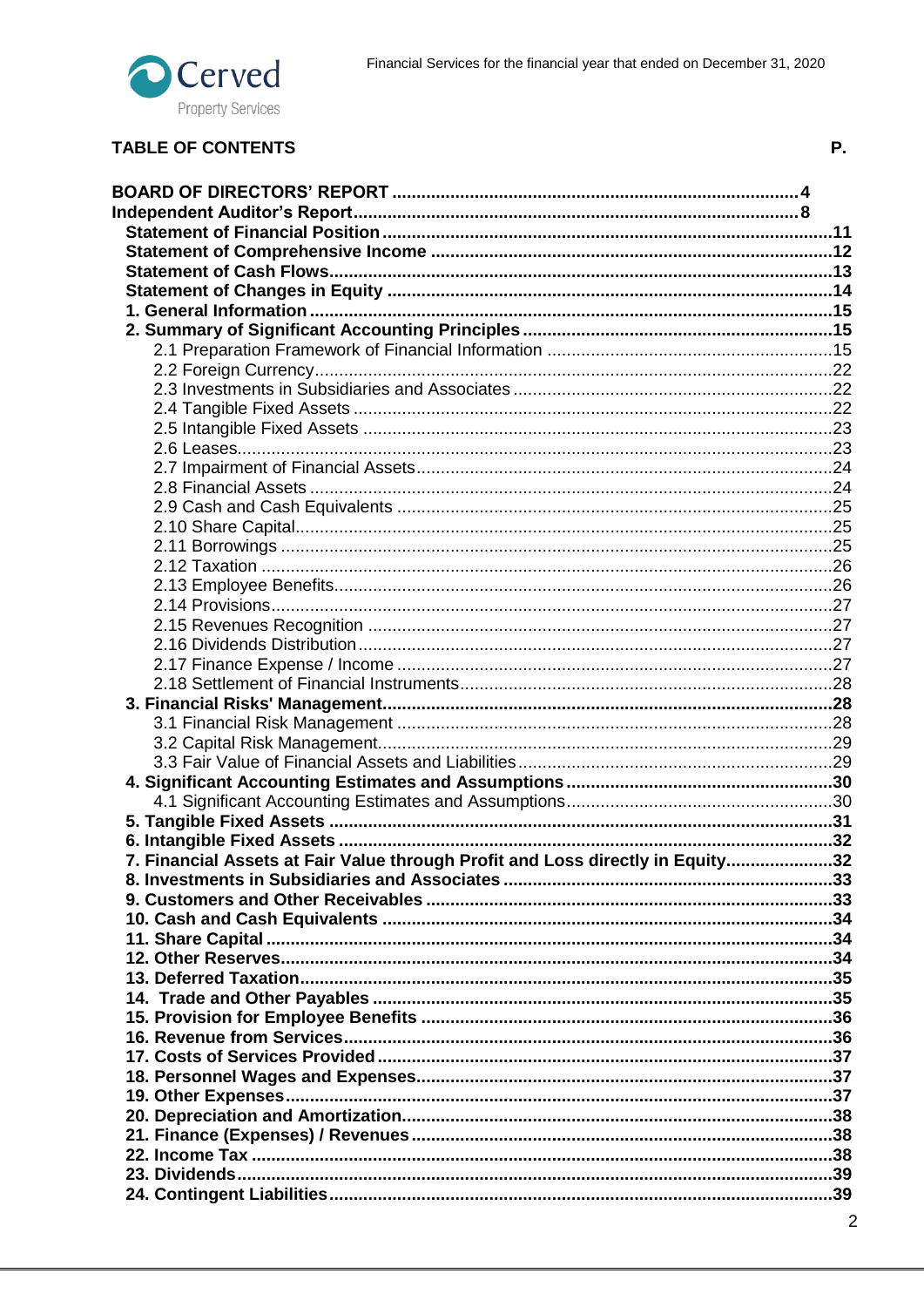## TABLE OF CONTENTS

| | P. |
|---|---|
| **BOARD OF DIRECTORS' REPORT** | **4** |
| **Independent Auditor's Report** | **8** |
| **Statement of Financial Position** | **11** |
| **Statement of Comprehensive Income** | **12** |
| **Statement of Cash Flows** | **13** |
| **Statement of Changes in Equity** | **14** |
| **1. General Information** | **15** |
| **2. Summary of Significant Accounting Principles** | **15** |
| 2.1 Preparation Framework of Financial Information | 15 |
| 2.2 Foreign Currency | 22 |
| 2.3 Investments in Subsidiaries and Associates | 22 |
| 2.4 Tangible Fixed Assets | 22 |
| 2.5 Intangible Fixed Assets | 23 |
| 2.6 Leases | 23 |
| 2.7 Impairment of Financial Assets | 24 |
| 2.8 Financial Assets | 24 |
| 2.9 Cash and Cash Equivalents | 25 |
| 2.10 Share Capital | 25 |
| 2.11 Borrowings | 25 |
| 2.12 Taxation | 26 |
| 2.13 Employee Benefits | 26 |
| 2.14 Provisions | 27 |
| 2.15 Revenues Recognition | 27 |
| 2.16 Dividends Distribution | 27 |
| 2.17 Finance Expense / Income | 27 |
| 2.18 Settlement of Financial Instruments | 28 |
| **3. Financial Risks' Management** | **28** |
| 3.1 Financial Risk Management | 28 |
| 3.2 Capital Risk Management | 29 |
| 3.3 Fair Value of Financial Assets and Liabilities | 29 |
| **4. Significant Accounting Estimates and Assumptions** | **30** |
| 4.1 Significant Accounting Estimates and Assumptions | 30 |
| **5. Tangible Fixed Assets** | **31** |
| **6. Intangible Fixed Assets** | **32** |
| **7. Financial Assets at Fair Value through Profit and Loss directly in Equity** | **32** |
| **8. Investments in Subsidiaries and Associates** | **33** |
| **9. Customers and Other Receivables** | **33** |
| **10. Cash and Cash Equivalents** | **34** |
| **11. Share Capital** | **34** |
| **12. Other Reserves** | **34** |
| **13. Deferred Taxation** | **35** |
| **14. Trade and Other Payables** | **35** |
| **15. Provision for Employee Benefits** | **36** |
| **16. Revenue from Services** | **36** |
| **17. Costs of Services Provided** | **37** |
| **18. Personnel Wages and Expenses** | **37** |
| **19. Other Expenses** | **37** |
| **20. Depreciation and Amortization** | **38** |
| **21. Finance (Expenses) / Revenues** | **38** |
| **22. Income Tax** | **38** |
| **23. Dividends** | **39** |
| **24. Contingent Liabilities** | **39** |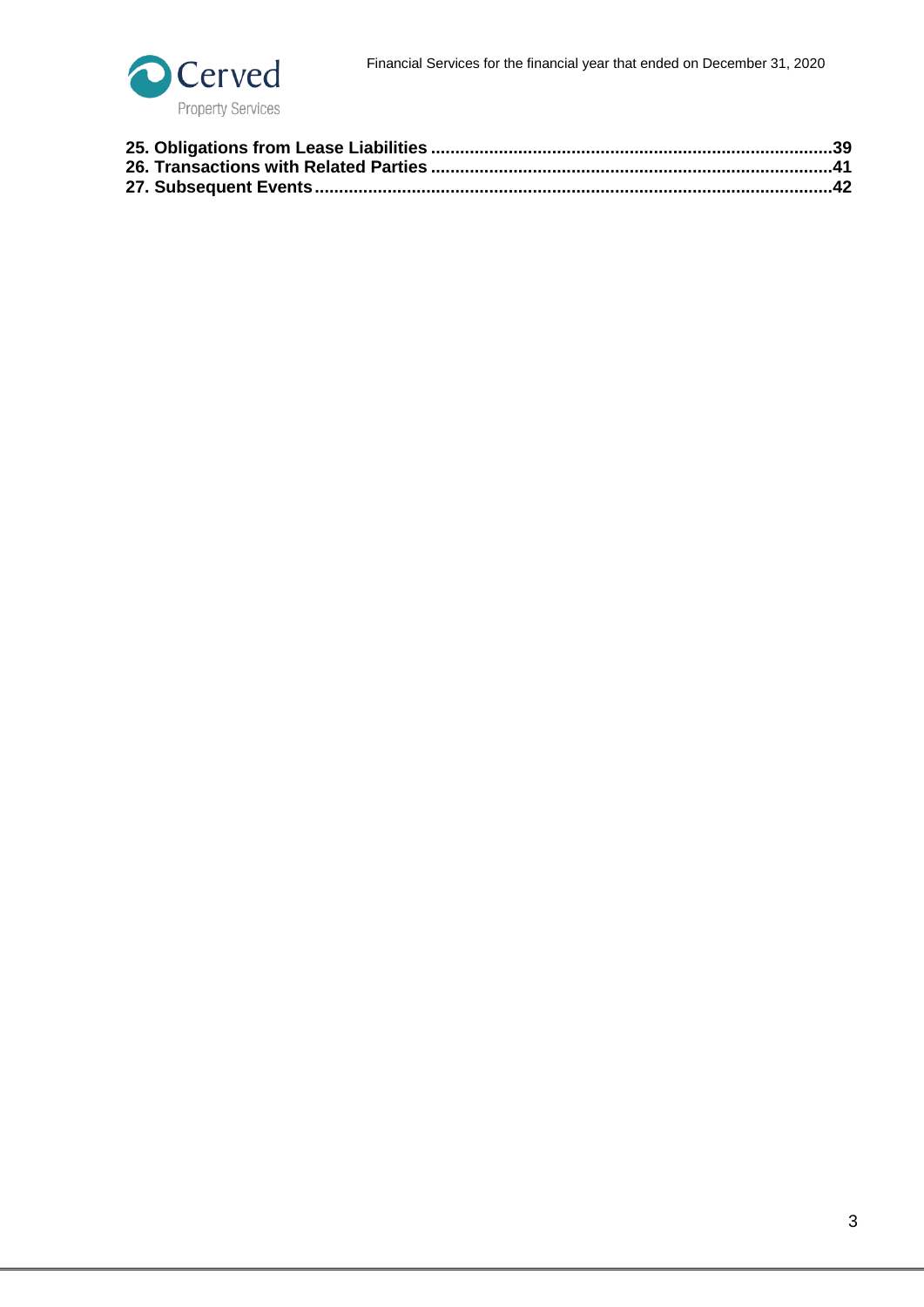**25. Obligations from Lease Liabilities** .................................................................................. 39
**26. Transactions with Related Parties** .................................................................................. 41
**27. Subsequent Events** ......................................................................................................... 42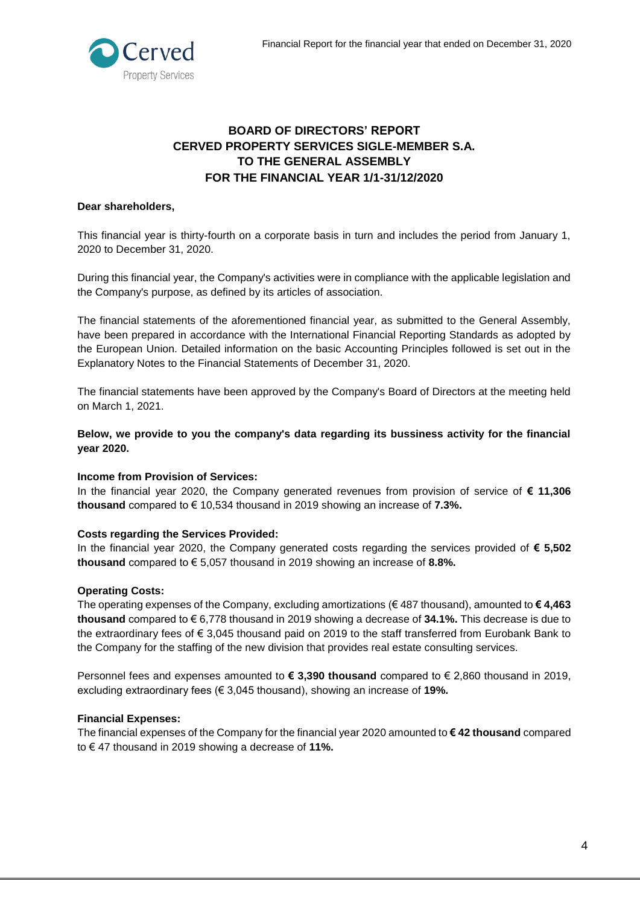## BOARD OF DIRECTORS' REPORT
## CERVED PROPERTY SERVICES SIGLE-MEMBER S.A.
## TO THE GENERAL ASSEMBLY
## FOR THE FINANCIAL YEAR 1/1-31/12/2020

**Dear shareholders,**

This financial year is thirty-fourth on a corporate basis in turn and includes the period from January 1, 2020 to December 31, 2020.

During this financial year, the Company's activities were in compliance with the applicable legislation and the Company's purpose, as defined by its articles of association.

The financial statements of the aforementioned financial year, as submitted to the General Assembly, have been prepared in accordance with the International Financial Reporting Standards as adopted by the European Union. Detailed information on the basic Accounting Principles followed is set out in the Explanatory Notes to the Financial Statements of December 31, 2020.

The financial statements have been approved by the Company's Board of Directors at the meeting held on March 1, 2021.

**Below, we provide to you the company's data regarding its bussiness activity for the financial year 2020.**

**Income from Provision of Services:**
In the financial year 2020, the Company generated revenues from provision of service of **€ 11,306 thousand** compared to € 10,534 thousand in 2019 showing an increase of **7.3%.**

**Costs regarding the Services Provided:**
In the financial year 2020, the Company generated costs regarding the services provided of **€ 5,502 thousand** compared to € 5,057 thousand in 2019 showing an increase of **8.8%.**

**Operating Costs:**
The operating expenses of the Company, excluding amortizations (€ 487 thousand), amounted to **€ 4,463 thousand** compared to € 6,778 thousand in 2019 showing a decrease of **34.1%.** This decrease is due to the extraordinary fees of € 3,045 thousand paid on 2019 to the staff transferred from Eurobank Bank to the Company for the staffing of the new division that provides real estate consulting services.

Personnel fees and expenses amounted to **€ 3,390 thousand** compared to € 2,860 thousand in 2019, excluding extraordinary fees (€ 3,045 thousand), showing an increase of **19%.**

**Financial Expenses:**
The financial expenses of the Company for the financial year 2020 amounted to **€ 42 thousand** compared to € 47 thousand in 2019 showing a decrease of **11%.**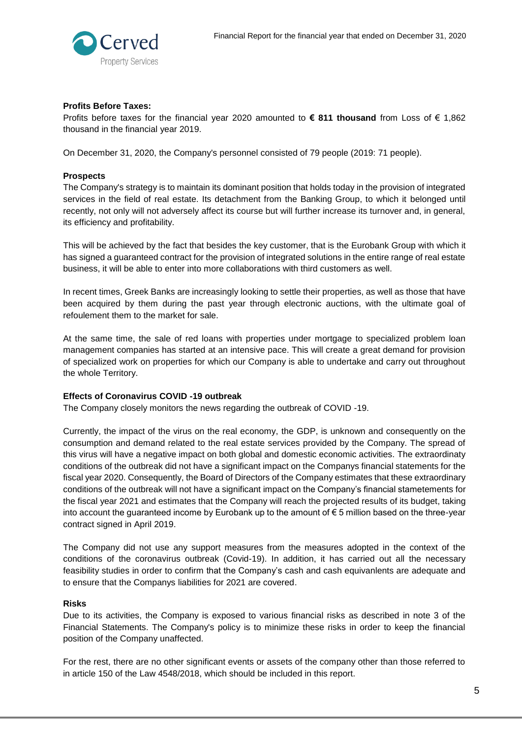**Profits Before Taxes:**
Profits before taxes for the financial year 2020 amounted to **€ 811 thousand** from Loss of € 1,862 thousand in the financial year 2019.

On December 31, 2020, the Company's personnel consisted of 79 people (2019: 71 people).

**Prospects**
The Company's strategy is to maintain its dominant position that holds today in the provision of integrated services in the field of real estate. Its detachment from the Banking Group, to which it belonged until recently, not only will not adversely affect its course but will further increase its turnover and, in general, its efficiency and profitability.

This will be achieved by the fact that besides the key customer, that is the Eurobank Group with which it has signed a guaranteed contract for the provision of integrated solutions in the entire range of real estate business, it will be able to enter into more collaborations with third customers as well.

In recent times, Greek Banks are increasingly looking to settle their properties, as well as those that have been acquired by them during the past year through electronic auctions, with the ultimate goal of refoulement them to the market for sale.

At the same time, the sale of red loans with properties under mortgage to specialized problem loan management companies has started at an intensive pace. This will create a great demand for provision of specialized work on properties for which our Company is able to undertake and carry out throughout the whole Territory.

**Effects of Coronavirus COVID -19 outbreak**
The Company closely monitors the news regarding the outbreak of COVID -19.

Currently, the impact of the virus on the real economy, the GDP, is unknown and consequently on the consumption and demand related to the real estate services provided by the Company. The spread of this virus will have a negative impact on both global and domestic economic activities. The extraordinaty conditions of the outbreak did not have a significant impact on the Companys financial statements for the fiscal year 2020. Consequently, the Board of Directors of the Company estimates that these extraordinary conditions of the outbreak will not have a significant impact on the Company's financial stametements for the fiscal year 2021 and estimates that the Company will reach the projected results of its budget, taking into account the guaranteed income by Eurobank up to the amount of € 5 million based on the three-year contract signed in April 2019.

The Company did not use any support measures from the measures adopted in the context of the conditions of the coronavirus outbreak (Covid-19). In addition, it has carried out all the necessary feasibility studies in order to confirm that the Company's cash and cash equivanlents are adequate and to ensure that the Companys liabilities for 2021 are covered.

**Risks**
Due to its activities, the Company is exposed to various financial risks as described in note 3 of the Financial Statements. The Company's policy is to minimize these risks in order to keep the financial position of the Company unaffected.

For the rest, there are no other significant events or assets of the company other than those referred to in article 150 of the Law 4548/2018, which should be included in this report.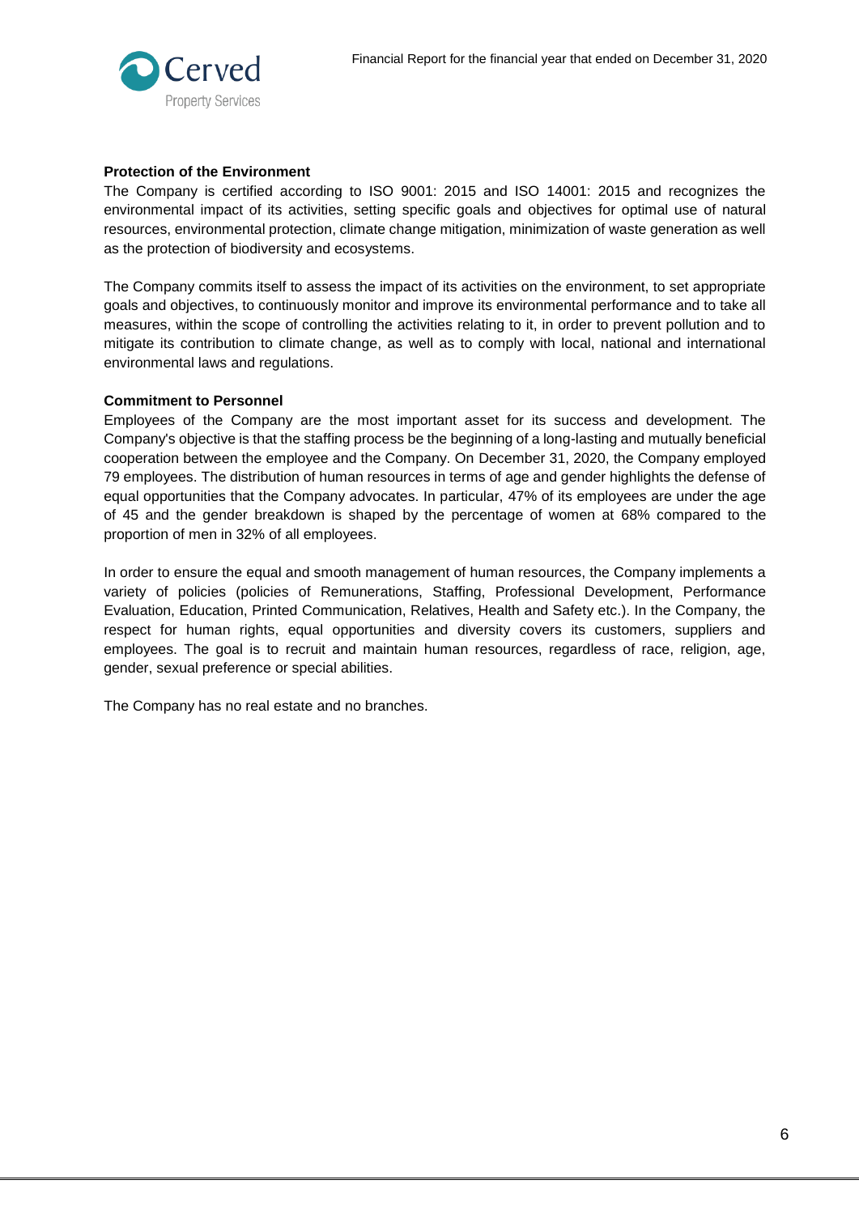**Protection of the Environment**

The Company is certified according to ISO 9001: 2015 and ISO 14001: 2015 and recognizes the environmental impact of its activities, setting specific goals and objectives for optimal use of natural resources, environmental protection, climate change mitigation, minimization of waste generation as well as the protection of biodiversity and ecosystems.

The Company commits itself to assess the impact of its activities on the environment, to set appropriate goals and objectives, to continuously monitor and improve its environmental performance and to take all measures, within the scope of controlling the activities relating to it, in order to prevent pollution and to mitigate its contribution to climate change, as well as to comply with local, national and international environmental laws and regulations.

**Commitment to Personnel**

Employees of the Company are the most important asset for its success and development. The Company's objective is that the staffing process be the beginning of a long-lasting and mutually beneficial cooperation between the employee and the Company. On December 31, 2020, the Company employed 79 employees. The distribution of human resources in terms of age and gender highlights the defense of equal opportunities that the Company advocates. In particular, 47% of its employees are under the age of 45 and the gender breakdown is shaped by the percentage of women at 68% compared to the proportion of men in 32% of all employees.

In order to ensure the equal and smooth management of human resources, the Company implements a variety of policies (policies of Remunerations, Staffing, Professional Development, Performance Evaluation, Education, Printed Communication, Relatives, Health and Safety etc.). In the Company, the respect for human rights, equal opportunities and diversity covers its customers, suppliers and employees. The goal is to recruit and maintain human resources, regardless of race, religion, age, gender, sexual preference or special abilities.

The Company has no real estate and no branches.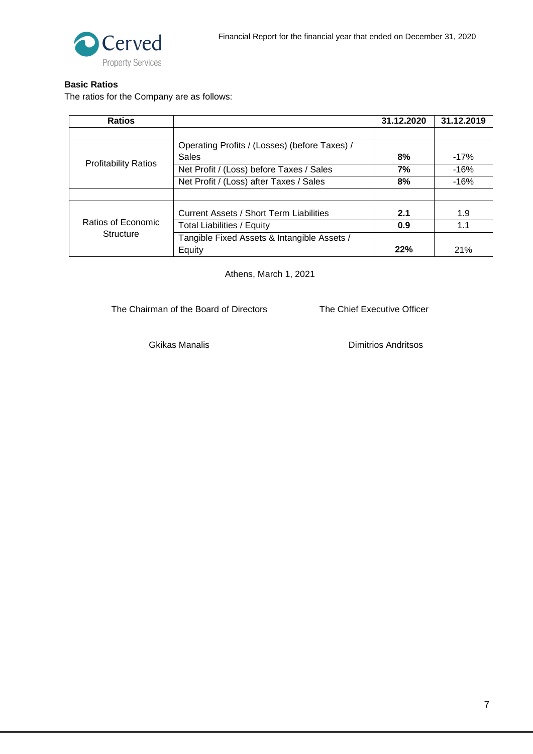**Basic Ratios**

The ratios for the Company are as follows:

| Ratios | | 31.12.2020 | 31.12.2019 |
|---|---|---|---|
| | | | |
| Profitability Ratios | Operating Profits / (Losses) (before Taxes) / Sales | **8%** | -17% |
| | Net Profit / (Loss) before Taxes / Sales | **7%** | -16% |
| | Net Profit / (Loss) after Taxes / Sales | **8%** | -16% |
| | | | |
| Ratios of Economic Structure | Current Assets / Short Term Liabilities | **2.1** | 1.9 |
| | Total Liabilities / Equity | **0.9** | 1.1 |
| | Tangible Fixed Assets & Intangible Assets / Equity | **22%** | 21% |

Athens, March 1, 2021

The Chairman of the Board of Directors

Gkikas Manalis

The Chief Executive Officer

Dimitrios Andritsos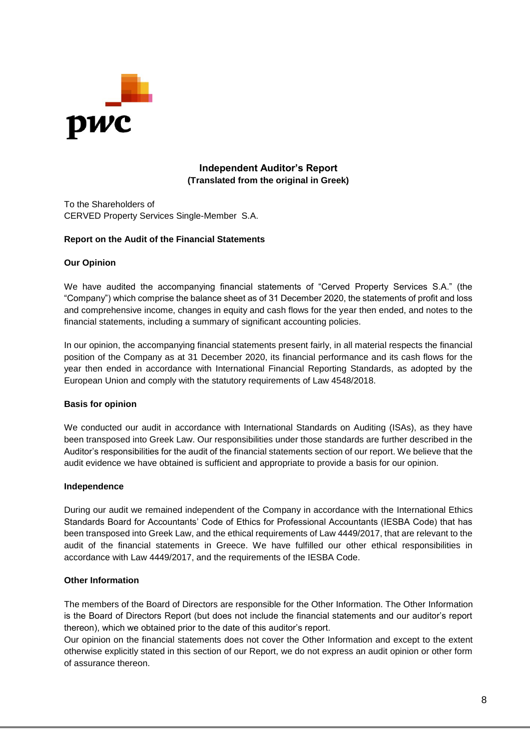# Independent Auditor's Report
**(Translated from the original in Greek)**

To the Shareholders of
CERVED Property Services Single-Member S.A.

## Report on the Audit of the Financial Statements

### Our Opinion

We have audited the accompanying financial statements of "Cerved Property Services S.A." (the "Company") which comprise the balance sheet as of 31 December 2020, the statements of profit and loss and comprehensive income, changes in equity and cash flows for the year then ended, and notes to the financial statements, including a summary of significant accounting policies.

In our opinion, the accompanying financial statements present fairly, in all material respects the financial position of the Company as at 31 December 2020, its financial performance and its cash flows for the year then ended in accordance with International Financial Reporting Standards, as adopted by the European Union and comply with the statutory requirements of Law 4548/2018.

### Basis for opinion

We conducted our audit in accordance with International Standards on Auditing (ISAs), as they have been transposed into Greek Law. Our responsibilities under those standards are further described in the Auditor's responsibilities for the audit of the financial statements section of our report. We believe that the audit evidence we have obtained is sufficient and appropriate to provide a basis for our opinion.

### Independence

During our audit we remained independent of the Company in accordance with the International Ethics Standards Board for Accountants' Code of Ethics for Professional Accountants (IESBA Code) that has been transposed into Greek Law, and the ethical requirements of Law 4449/2017, that are relevant to the audit of the financial statements in Greece. We have fulfilled our other ethical responsibilities in accordance with Law 4449/2017, and the requirements of the IESBA Code.

### Other Information

The members of the Board of Directors are responsible for the Other Information. The Other Information is the Board of Directors Report (but does not include the financial statements and our auditor's report thereon), which we obtained prior to the date of this auditor's report.
Our opinion on the financial statements does not cover the Other Information and except to the extent otherwise explicitly stated in this section of our Report, we do not express an audit opinion or other form of assurance thereon.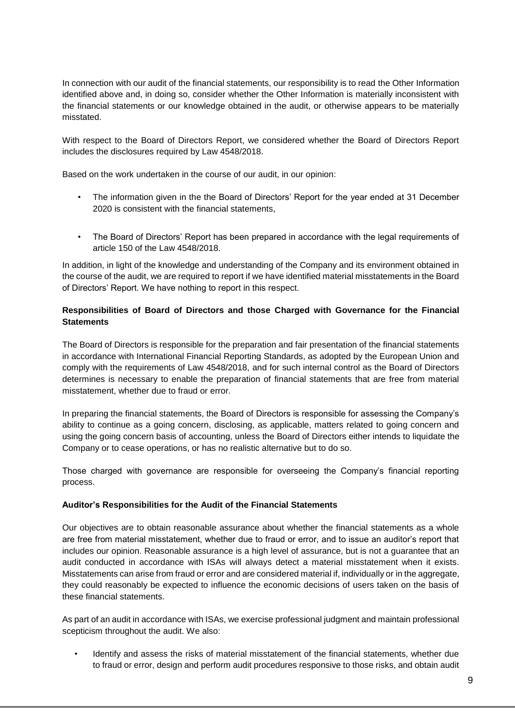In connection with our audit of the financial statements, our responsibility is to read the Other Information identified above and, in doing so, consider whether the Other Information is materially inconsistent with the financial statements or our knowledge obtained in the audit, or otherwise appears to be materially misstated.

With respect to the Board of Directors Report, we considered whether the Board of Directors Report includes the disclosures required by Law 4548/2018.

Based on the work undertaken in the course of our audit, in our opinion:

- The information given in the the Board of Directors' Report for the year ended at 31 December 2020 is consistent with the financial statements,

- The Board of Directors' Report has been prepared in accordance with the legal requirements of article 150 of the Law 4548/2018.

In addition, in light of the knowledge and understanding of the Company and its environment obtained in the course of the audit, we are required to report if we have identified material misstatements in the Board of Directors' Report. We have nothing to report in this respect.

**Responsibilities of Board of Directors and those Charged with Governance for the Financial Statements**

The Board of Directors is responsible for the preparation and fair presentation of the financial statements in accordance with International Financial Reporting Standards, as adopted by the European Union and comply with the requirements of Law 4548/2018, and for such internal control as the Board of Directors determines is necessary to enable the preparation of financial statements that are free from material misstatement, whether due to fraud or error.

In preparing the financial statements, the Board of Directors is responsible for assessing the Company's ability to continue as a going concern, disclosing, as applicable, matters related to going concern and using the going concern basis of accounting, unless the Board of Directors either intends to liquidate the Company or to cease operations, or has no realistic alternative but to do so.

Those charged with governance are responsible for overseeing the Company's financial reporting process.

**Auditor's Responsibilities for the Audit of the Financial Statements**

Our objectives are to obtain reasonable assurance about whether the financial statements as a whole are free from material misstatement, whether due to fraud or error, and to issue an auditor's report that includes our opinion. Reasonable assurance is a high level of assurance, but is not a guarantee that an audit conducted in accordance with ISAs will always detect a material misstatement when it exists. Misstatements can arise from fraud or error and are considered material if, individually or in the aggregate, they could reasonably be expected to influence the economic decisions of users taken on the basis of these financial statements.

As part of an audit in accordance with ISAs, we exercise professional judgment and maintain professional scepticism throughout the audit. We also:

- Identify and assess the risks of material misstatement of the financial statements, whether due to fraud or error, design and perform audit procedures responsive to those risks, and obtain audit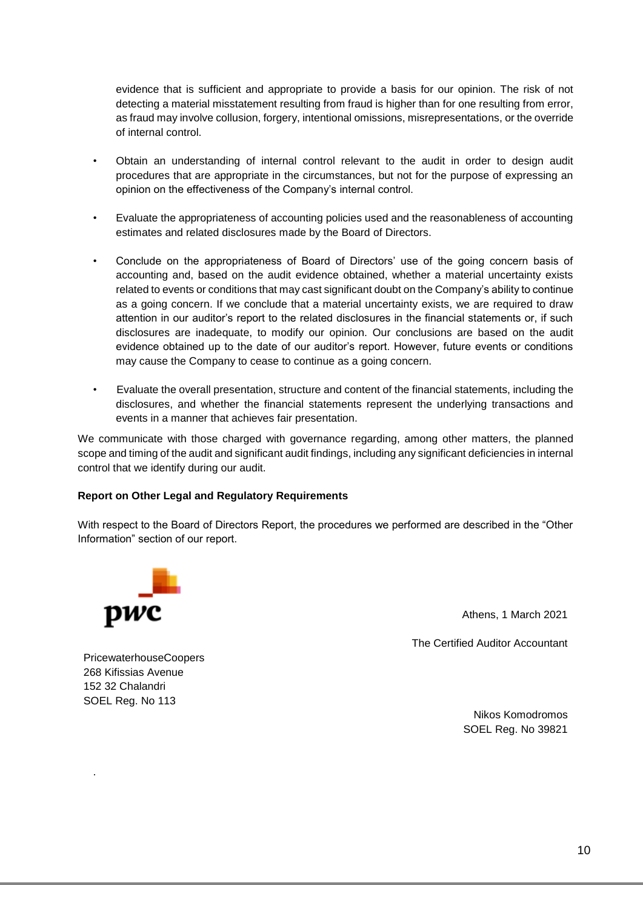evidence that is sufficient and appropriate to provide a basis for our opinion. The risk of not detecting a material misstatement resulting from fraud is higher than for one resulting from error, as fraud may involve collusion, forgery, intentional omissions, misrepresentations, or the override of internal control.

- Obtain an understanding of internal control relevant to the audit in order to design audit procedures that are appropriate in the circumstances, but not for the purpose of expressing an opinion on the effectiveness of the Company's internal control.

- Evaluate the appropriateness of accounting policies used and the reasonableness of accounting estimates and related disclosures made by the Board of Directors.

- Conclude on the appropriateness of Board of Directors' use of the going concern basis of accounting and, based on the audit evidence obtained, whether a material uncertainty exists related to events or conditions that may cast significant doubt on the Company's ability to continue as a going concern. If we conclude that a material uncertainty exists, we are required to draw attention in our auditor's report to the related disclosures in the financial statements or, if such disclosures are inadequate, to modify our opinion. Our conclusions are based on the audit evidence obtained up to the date of our auditor's report. However, future events or conditions may cause the Company to cease to continue as a going concern.

- Evaluate the overall presentation, structure and content of the financial statements, including the disclosures, and whether the financial statements represent the underlying transactions and events in a manner that achieves fair presentation.

We communicate with those charged with governance regarding, among other matters, the planned scope and timing of the audit and significant audit findings, including any significant deficiencies in internal control that we identify during our audit.

**Report on Other Legal and Regulatory Requirements**

With respect to the Board of Directors Report, the procedures we performed are described in the "Other Information" section of our report.

pwc

Athens, 1 March 2021

The Certified Auditor Accountant

PricewaterhouseCoopers
268 Kifissias Avenue
152 32 Chalandri
SOEL Reg. No 113

Nikos Komodromos
SOEL Reg. No 39821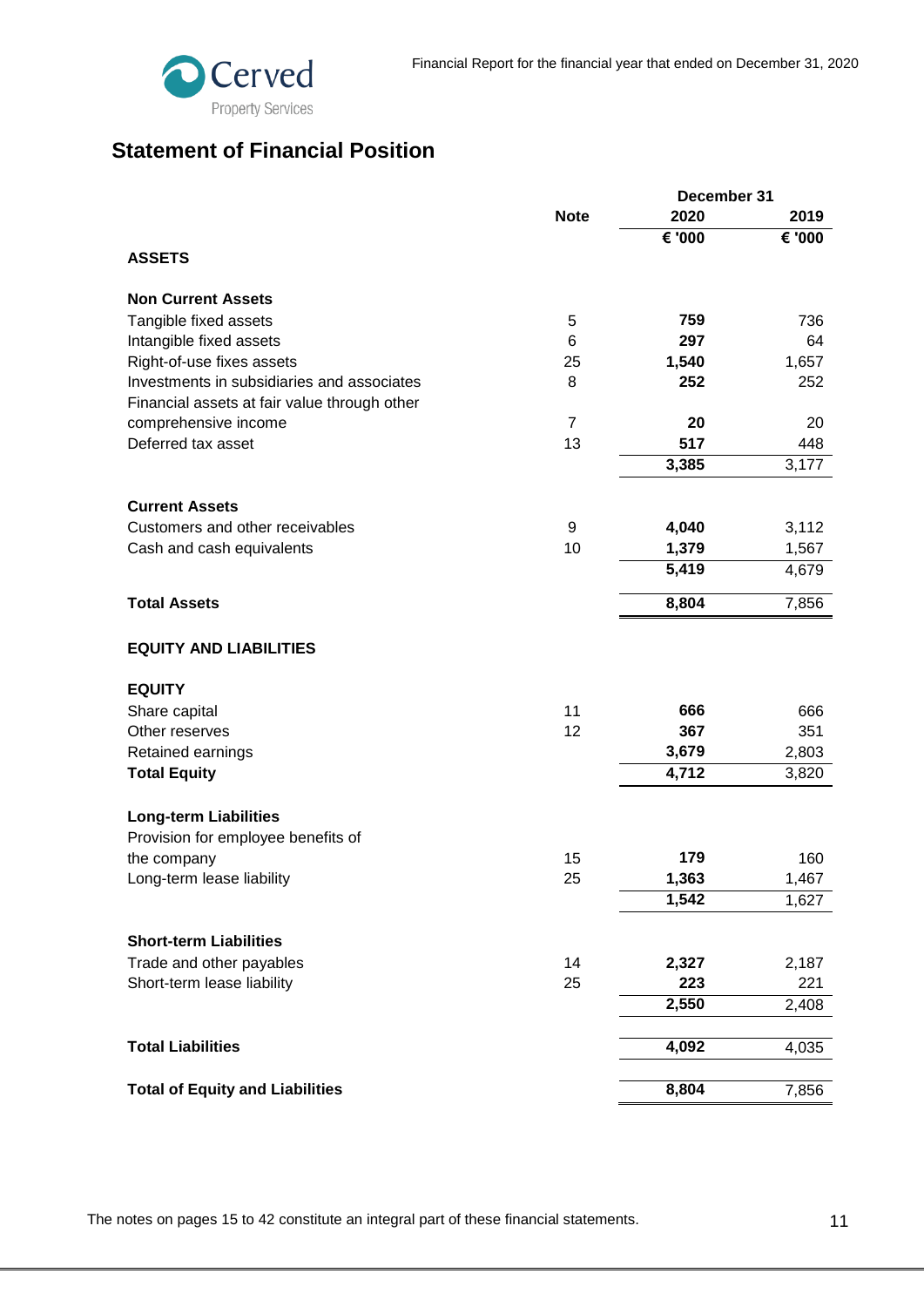# Statement of Financial Position

| | Note | December 31 2020 | 2019 |
|---|---|---|---|
| | | € '000 | € '000 |
| **ASSETS** | | | |
| **Non Current Assets** | | | |
| Tangible fixed assets | 5 | **759** | 736 |
| Intangible fixed assets | 6 | **297** | 64 |
| Right-of-use fixes assets | 25 | **1,540** | 1,657 |
| Investments in subsidiaries and associates | 8 | **252** | 252 |
| Financial assets at fair value through other comprehensive income | 7 | **20** | 20 |
| Deferred tax asset | 13 | **517** | 448 |
| | | **3,385** | 3,177 |
| **Current Assets** | | | |
| Customers and other receivables | 9 | **4,040** | 3,112 |
| Cash and cash equivalents | 10 | **1,379** | 1,567 |
| | | **5,419** | 4,679 |
| **Total Assets** | | **8,804** | 7,856 |
| **EQUITY AND LIABILITIES** | | | |
| **EQUITY** | | | |
| Share capital | 11 | **666** | 666 |
| Other reserves | 12 | **367** | 351 |
| Retained earnings | | **3,679** | 2,803 |
| **Total Equity** | | **4,712** | 3,820 |
| **Long-term Liabilities** | | | |
| Provision for employee benefits of the company | 15 | **179** | 160 |
| Long-term lease liability | 25 | **1,363** | 1,467 |
| | | **1,542** | 1,627 |
| **Short-term Liabilities** | | | |
| Trade and other payables | 14 | **2,327** | 2,187 |
| Short-term lease liability | 25 | **223** | 221 |
| | | **2,550** | 2,408 |
| **Total Liabilities** | | **4,092** | 4,035 |
| **Total of Equity and Liabilities** | | **8,804** | 7,856 |

The notes on pages 15 to 42 constitute an integral part of these financial statements.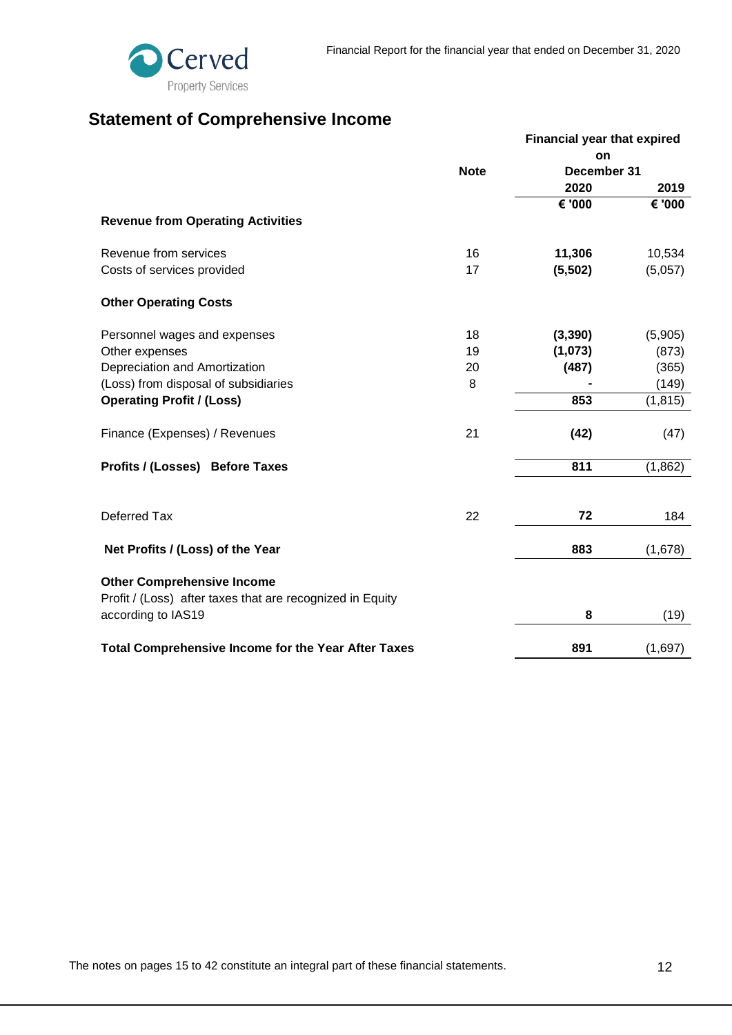## Statement of Comprehensive Income

| | Note | Financial year that expired on December 31 2020 | 2019 |
|---|---|---|---|
| | | **€ '000** | **€ '000** |
| **Revenue from Operating Activities** | | | |
| Revenue from services | 16 | **11,306** | 10,534 |
| Costs of services provided | 17 | **(5,502)** | (5,057) |
| **Other Operating Costs** | | | |
| Personnel wages and expenses | 18 | **(3,390)** | (5,905) |
| Other expenses | 19 | **(1,073)** | (873) |
| Depreciation and Amortization | 20 | **(487)** | (365) |
| (Loss) from disposal of subsidiaries | 8 | **-** | (149) |
| **Operating Profit / (Loss)** | | **853** | (1,815) |
| Finance (Expenses) / Revenues | 21 | **(42)** | (47) |
| **Profits / (Losses) Before Taxes** | | **811** | (1,862) |
| Deferred Tax | 22 | **72** | 184 |
| **Net Profits / (Loss) of the Year** | | **883** | (1,678) |
| **Other Comprehensive Income** | | | |
| Profit / (Loss) after taxes that are recognized in Equity according to IAS19 | | **8** | (19) |
| **Total Comprehensive Income for the Year After Taxes** | | **891** | (1,697) |

The notes on pages 15 to 42 constitute an integral part of these financial statements.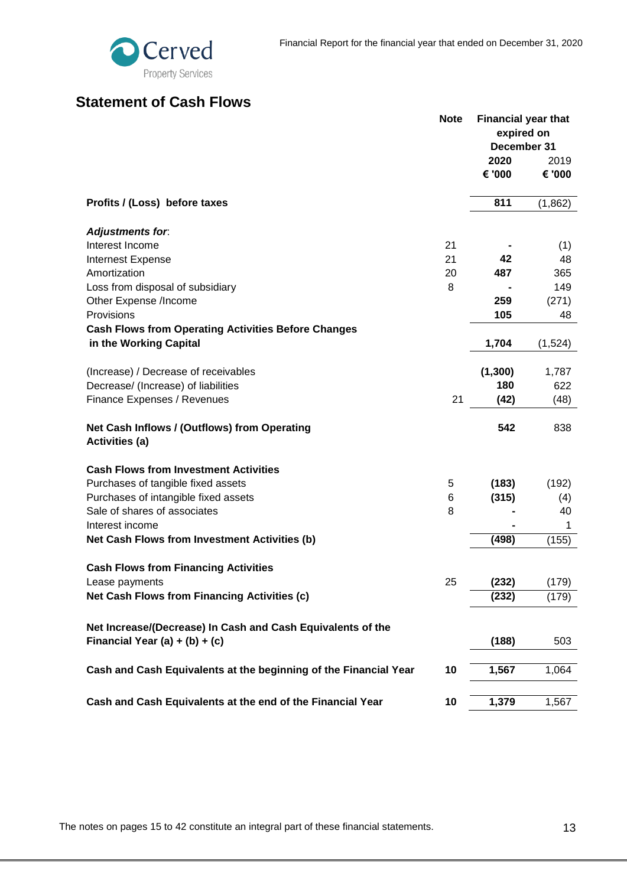## Statement of Cash Flows

| | Note | Financial year that expired on December 31 2020 € '000 | 2019 € '000 |
|---|---|---|---|
| **Profits / (Loss) before taxes** | | **811** | (1,862) |
| ***Adjustments for*:** | | | |
| Interest Income | 21 | **-** | (1) |
| Internest Expense | 21 | **42** | 48 |
| Amortization | 20 | **487** | 365 |
| Loss from disposal of subsidiary | 8 | **-** | 149 |
| Other Expense /Income | | **259** | (271) |
| Provisions | | **105** | 48 |
| **Cash Flows from Operating Activities Before Changes in the Working Capital** | | **1,704** | (1,524) |
| (Increase) / Decrease of receivables | | **(1,300)** | 1,787 |
| Decrease/ (Increase) of liabilities | | **180** | 622 |
| Finance Expenses / Revenues | 21 | **(42)** | (48) |
| **Net Cash Inflows / (Outflows) from Operating Activities (a)** | | **542** | 838 |
| **Cash Flows from Investment Activities** | | | |
| Purchases of tangible fixed assets | 5 | **(183)** | (192) |
| Purchases of intangible fixed assets | 6 | **(315)** | (4) |
| Sale of shares of associates | 8 | **-** | 40 |
| Interest income | | **-** | 1 |
| **Net Cash Flows from Investment Activities (b)** | | **(498)** | (155) |
| **Cash Flows from Financing Activities** | | | |
| Lease payments | 25 | **(232)** | (179) |
| **Net Cash Flows from Financing Activities (c)** | | **(232)** | (179) |
| **Net Increase/(Decrease) In Cash and Cash Equivalents of the Financial Year (a) + (b) + (c)** | | **(188)** | 503 |
| **Cash and Cash Equivalents at the beginning of the Financial Year** | **10** | **1,567** | 1,064 |
| **Cash and Cash Equivalents at the end of the Financial Year** | **10** | **1,379** | 1,567 |

The notes on pages 15 to 42 constitute an integral part of these financial statements.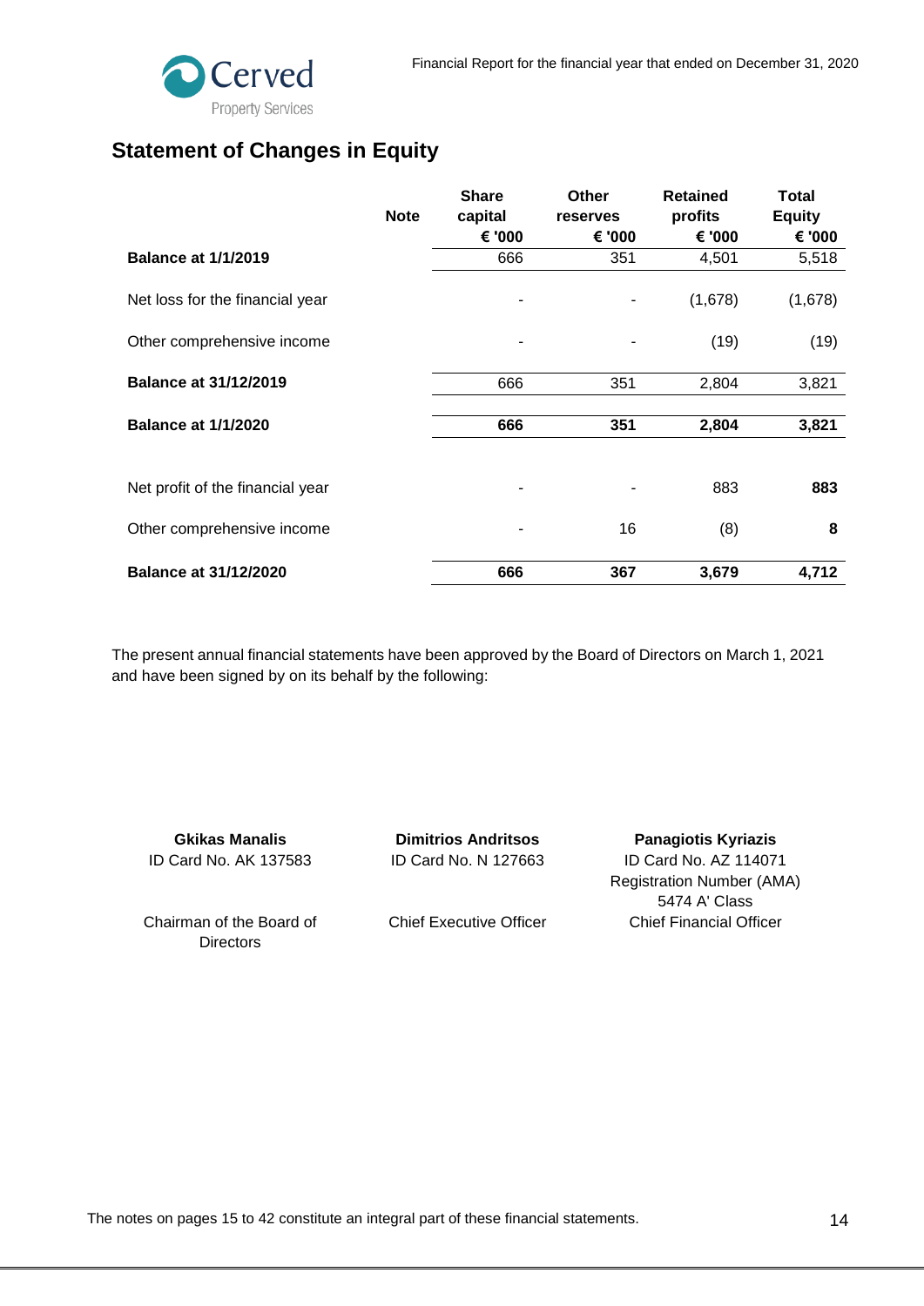## Statement of Changes in Equity

| | Note | Share capital € '000 | Other reserves € '000 | Retained profits € '000 | Total Equity € '000 |
|---|---|---|---|---|---|
| **Balance at 1/1/2019** | | 666 | 351 | 4,501 | 5,518 |
| Net loss for the financial year | | - | - | (1,678) | (1,678) |
| Other comprehensive income | | - | - | (19) | (19) |
| **Balance at 31/12/2019** | | 666 | 351 | 2,804 | 3,821 |
| **Balance at 1/1/2020** | | **666** | **351** | **2,804** | **3,821** |
| Net profit of the financial year | | - | - | 883 | **883** |
| Other comprehensive income | | - | 16 | (8) | **8** |
| **Balance at 31/12/2020** | | **666** | **367** | **3,679** | **4,712** |

The present annual financial statements have been approved by the Board of Directors on March 1, 2021 and have been signed by on its behalf by the following:

**Gkikas Manalis**
ID Card No. AK 137583

Chairman of the Board of Directors

**Dimitrios Andritsos**
ID Card No. N 127663

Chief Executive Officer

**Panagiotis Kyriazis**
ID Card No. AZ 114071
Registration Number (AMA) 5474 A' Class
Chief Financial Officer

The notes on pages 15 to 42 constitute an integral part of these financial statements.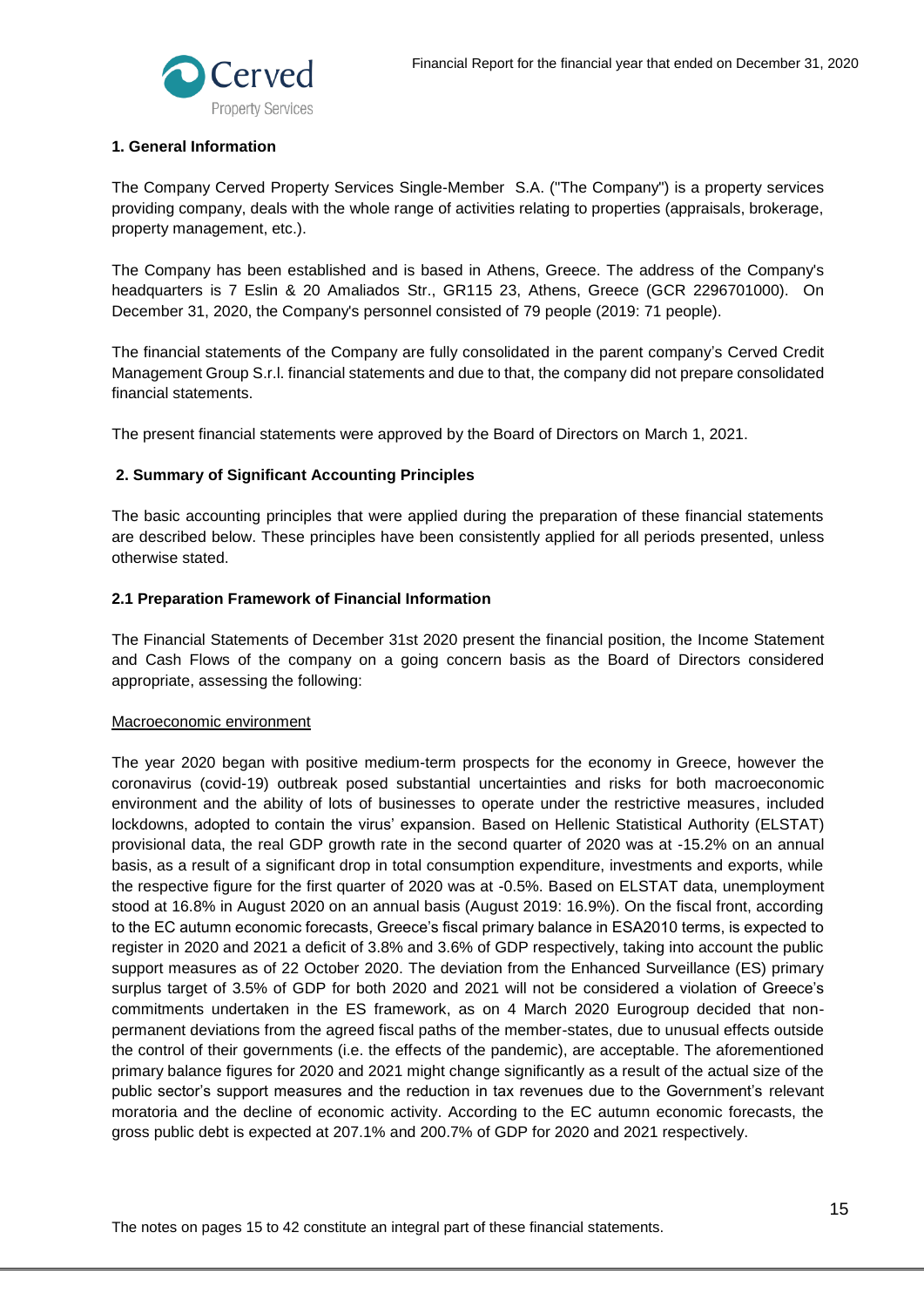## 1. General Information

The Company Cerved Property Services Single-Member S.A. ("The Company") is a property services providing company, deals with the whole range of activities relating to properties (appraisals, brokerage, property management, etc.).

The Company has been established and is based in Athens, Greece. The address of the Company's headquarters is 7 Eslin & 20 Amaliados Str., GR115 23, Athens, Greece (GCR 2296701000). On December 31, 2020, the Company's personnel consisted of 79 people (2019: 71 people).

The financial statements of the Company are fully consolidated in the parent company's Cerved Credit Management Group S.r.l. financial statements and due to that, the company did not prepare consolidated financial statements.

The present financial statements were approved by the Board of Directors on March 1, 2021.

## 2. Summary of Significant Accounting Principles

The basic accounting principles that were applied during the preparation of these financial statements are described below. These principles have been consistently applied for all periods presented, unless otherwise stated.

### 2.1 Preparation Framework of Financial Information

The Financial Statements of December 31st 2020 present the financial position, the Income Statement and Cash Flows of the company on a going concern basis as the Board of Directors considered appropriate, assessing the following:

Macroeconomic environment

The year 2020 began with positive medium-term prospects for the economy in Greece, however the coronavirus (covid-19) outbreak posed substantial uncertainties and risks for both macroeconomic environment and the ability of lots of businesses to operate under the restrictive measures, included lockdowns, adopted to contain the virus' expansion. Based on Hellenic Statistical Authority (ELSTAT) provisional data, the real GDP growth rate in the second quarter of 2020 was at -15.2% on an annual basis, as a result of a significant drop in total consumption expenditure, investments and exports, while the respective figure for the first quarter of 2020 was at -0.5%. Based on ELSTAT data, unemployment stood at 16.8% in August 2020 on an annual basis (August 2019: 16.9%). On the fiscal front, according to the EC autumn economic forecasts, Greece's fiscal primary balance in ESA2010 terms, is expected to register in 2020 and 2021 a deficit of 3.8% and 3.6% of GDP respectively, taking into account the public support measures as of 22 October 2020. The deviation from the Enhanced Surveillance (ES) primary surplus target of 3.5% of GDP for both 2020 and 2021 will not be considered a violation of Greece's commitments undertaken in the ES framework, as on 4 March 2020 Eurogroup decided that non-permanent deviations from the agreed fiscal paths of the member-states, due to unusual effects outside the control of their governments (i.e. the effects of the pandemic), are acceptable. The aforementioned primary balance figures for 2020 and 2021 might change significantly as a result of the actual size of the public sector's support measures and the reduction in tax revenues due to the Government's relevant moratoria and the decline of economic activity. According to the EC autumn economic forecasts, the gross public debt is expected at 207.1% and 200.7% of GDP for 2020 and 2021 respectively.

The notes on pages 15 to 42 constitute an integral part of these financial statements.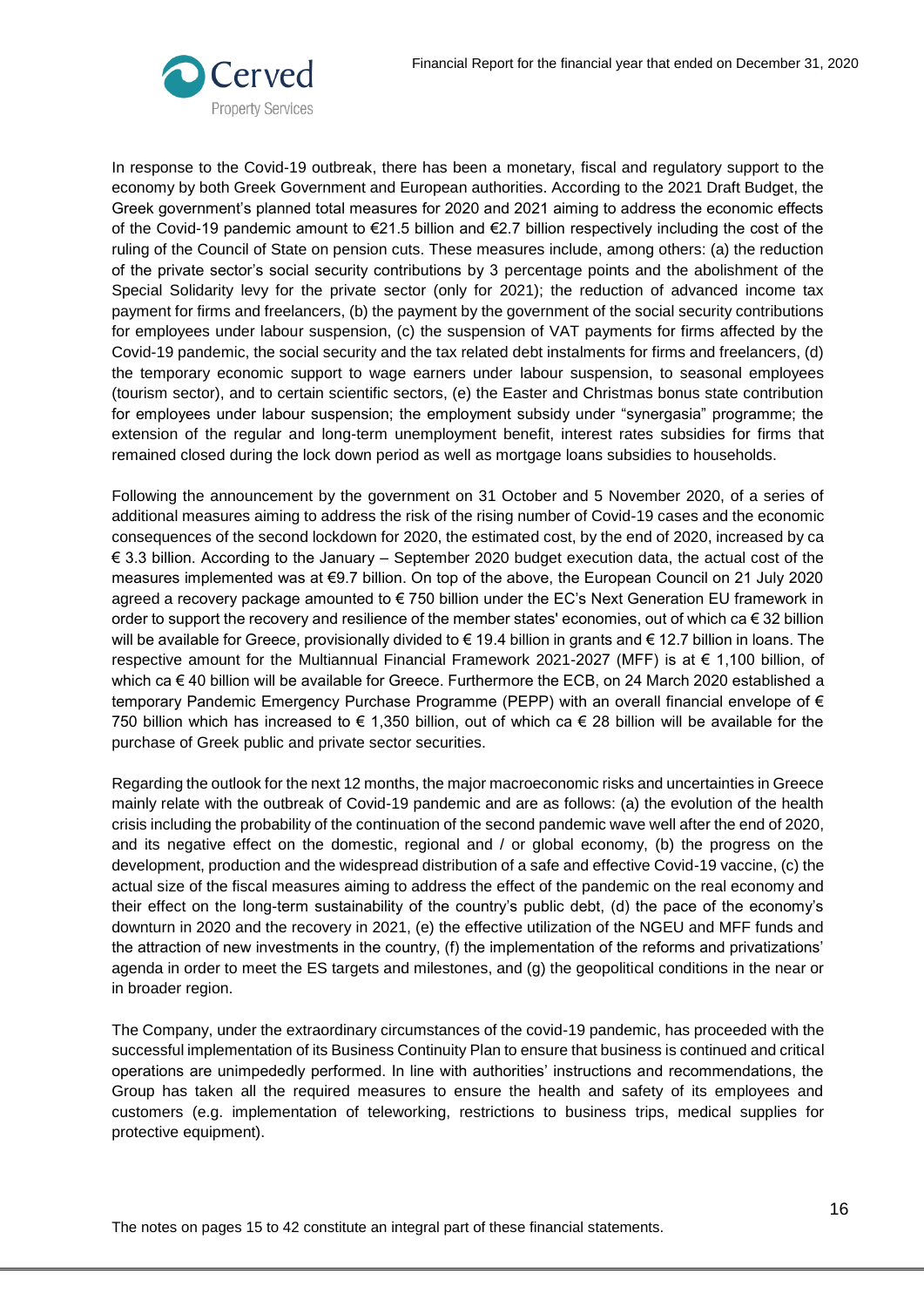In response to the Covid-19 outbreak, there has been a monetary, fiscal and regulatory support to the economy by both Greek Government and European authorities. According to the 2021 Draft Budget, the Greek government's planned total measures for 2020 and 2021 aiming to address the economic effects of the Covid-19 pandemic amount to €21.5 billion and €2.7 billion respectively including the cost of the ruling of the Council of State on pension cuts. These measures include, among others: (a) the reduction of the private sector's social security contributions by 3 percentage points and the abolishment of the Special Solidarity levy for the private sector (only for 2021); the reduction of advanced income tax payment for firms and freelancers, (b) the payment by the government of the social security contributions for employees under labour suspension, (c) the suspension of VAT payments for firms affected by the Covid-19 pandemic, the social security and the tax related debt instalments for firms and freelancers, (d) the temporary economic support to wage earners under labour suspension, to seasonal employees (tourism sector), and to certain scientific sectors, (e) the Easter and Christmas bonus state contribution for employees under labour suspension; the employment subsidy under "synergasia" programme; the extension of the regular and long-term unemployment benefit, interest rates subsidies for firms that remained closed during the lock down period as well as mortgage loans subsidies to households.

Following the announcement by the government on 31 October and 5 November 2020, of a series of additional measures aiming to address the risk of the rising number of Covid-19 cases and the economic consequences of the second lockdown for 2020, the estimated cost, by the end of 2020, increased by ca € 3.3 billion. According to the January – September 2020 budget execution data, the actual cost of the measures implemented was at €9.7 billion. On top of the above, the European Council on 21 July 2020 agreed a recovery package amounted to € 750 billion under the EC's Next Generation EU framework in order to support the recovery and resilience of the member states' economies, out of which ca € 32 billion will be available for Greece, provisionally divided to € 19.4 billion in grants and € 12.7 billion in loans. The respective amount for the Multiannual Financial Framework 2021-2027 (MFF) is at € 1,100 billion, of which ca € 40 billion will be available for Greece. Furthermore the ECB, on 24 March 2020 established a temporary Pandemic Emergency Purchase Programme (PEPP) with an overall financial envelope of € 750 billion which has increased to € 1,350 billion, out of which ca € 28 billion will be available for the purchase of Greek public and private sector securities.

Regarding the outlook for the next 12 months, the major macroeconomic risks and uncertainties in Greece mainly relate with the outbreak of Covid-19 pandemic and are as follows: (a) the evolution of the health crisis including the probability of the continuation of the second pandemic wave well after the end of 2020, and its negative effect on the domestic, regional and / or global economy, (b) the progress on the development, production and the widespread distribution of a safe and effective Covid-19 vaccine, (c) the actual size of the fiscal measures aiming to address the effect of the pandemic on the real economy and their effect on the long-term sustainability of the country's public debt, (d) the pace of the economy's downturn in 2020 and the recovery in 2021, (e) the effective utilization of the NGEU and MFF funds and the attraction of new investments in the country, (f) the implementation of the reforms and privatizations' agenda in order to meet the ES targets and milestones, and (g) the geopolitical conditions in the near or in broader region.

The Company, under the extraordinary circumstances of the covid-19 pandemic, has proceeded with the successful implementation of its Business Continuity Plan to ensure that business is continued and critical operations are unimpededly performed. In line with authorities' instructions and recommendations, the Group has taken all the required measures to ensure the health and safety of its employees and customers (e.g. implementation of teleworking, restrictions to business trips, medical supplies for protective equipment).

The notes on pages 15 to 42 constitute an integral part of these financial statements.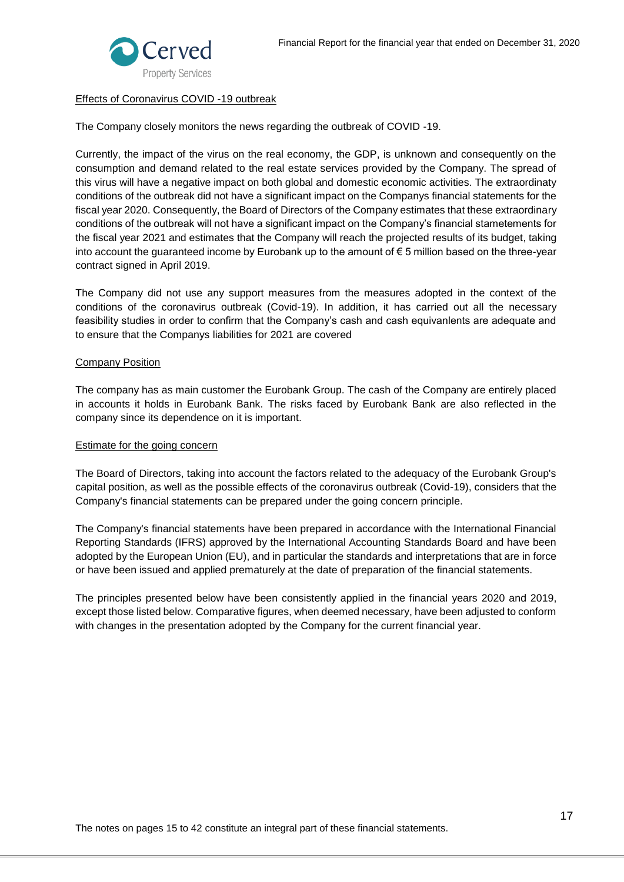Effects of Coronavirus COVID -19 outbreak

The Company closely monitors the news regarding the outbreak of COVID -19.

Currently, the impact of the virus on the real economy, the GDP, is unknown and consequently on the consumption and demand related to the real estate services provided by the Company. The spread of this virus will have a negative impact on both global and domestic economic activities. The extraordinaty conditions of the outbreak did not have a significant impact on the Companys financial statements for the fiscal year 2020. Consequently, the Board of Directors of the Company estimates that these extraordinary conditions of the outbreak will not have a significant impact on the Company's financial stametements for the fiscal year 2021 and estimates that the Company will reach the projected results of its budget, taking into account the guaranteed income by Eurobank up to the amount of € 5 million based on the three-year contract signed in April 2019.

The Company did not use any support measures from the measures adopted in the context of the conditions of the coronavirus outbreak (Covid-19). In addition, it has carried out all the necessary feasibility studies in order to confirm that the Company's cash and cash equivanlents are adequate and to ensure that the Companys liabilities for 2021 are covered

Company Position

The company has as main customer the Eurobank Group. The cash of the Company are entirely placed in accounts it holds in Eurobank Bank. The risks faced by Eurobank Bank are also reflected in the company since its dependence on it is important.

Estimate for the going concern

The Board of Directors, taking into account the factors related to the adequacy of the Eurobank Group's capital position, as well as the possible effects of the coronavirus outbreak (Covid-19), considers that the Company's financial statements can be prepared under the going concern principle.

The Company's financial statements have been prepared in accordance with the International Financial Reporting Standards (IFRS) approved by the International Accounting Standards Board and have been adopted by the European Union (EU), and in particular the standards and interpretations that are in force or have been issued and applied prematurely at the date of preparation of the financial statements.

The principles presented below have been consistently applied in the financial years 2020 and 2019, except those listed below. Comparative figures, when deemed necessary, have been adjusted to conform with changes in the presentation adopted by the Company for the current financial year.

The notes on pages 15 to 42 constitute an integral part of these financial statements.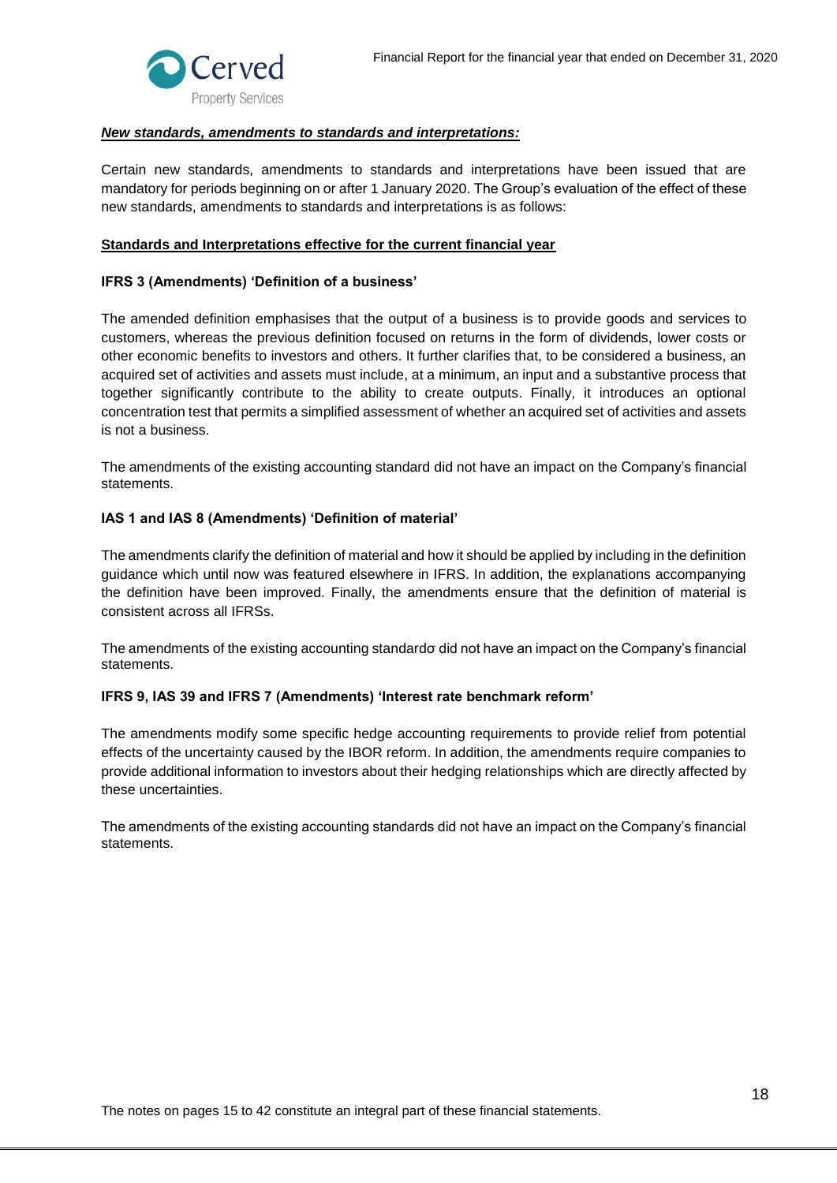***New standards, amendments to standards and interpretations:***

Certain new standards, amendments to standards and interpretations have been issued that are mandatory for periods beginning on or after 1 January 2020. The Group's evaluation of the effect of these new standards, amendments to standards and interpretations is as follows:

**Standards and Interpretations effective for the current financial year**

**IFRS 3 (Amendments) 'Definition of a business'**

The amended definition emphasises that the output of a business is to provide goods and services to customers, whereas the previous definition focused on returns in the form of dividends, lower costs or other economic benefits to investors and others. It further clarifies that, to be considered a business, an acquired set of activities and assets must include, at a minimum, an input and a substantive process that together significantly contribute to the ability to create outputs. Finally, it introduces an optional concentration test that permits a simplified assessment of whether an acquired set of activities and assets is not a business.

The amendments of the existing accounting standard did not have an impact on the Company's financial statements.

**IAS 1 and IAS 8 (Amendments) 'Definition of material'**

The amendments clarify the definition of material and how it should be applied by including in the definition guidance which until now was featured elsewhere in IFRS. In addition, the explanations accompanying the definition have been improved. Finally, the amendments ensure that the definition of material is consistent across all IFRSs.

The amendments of the existing accounting standardσ did not have an impact on the Company's financial statements.

**IFRS 9, IAS 39 and IFRS 7 (Amendments) 'Interest rate benchmark reform'**

The amendments modify some specific hedge accounting requirements to provide relief from potential effects of the uncertainty caused by the IBOR reform. In addition, the amendments require companies to provide additional information to investors about their hedging relationships which are directly affected by these uncertainties.

The amendments of the existing accounting standards did not have an impact on the Company's financial statements.

The notes on pages 15 to 42 constitute an integral part of these financial statements.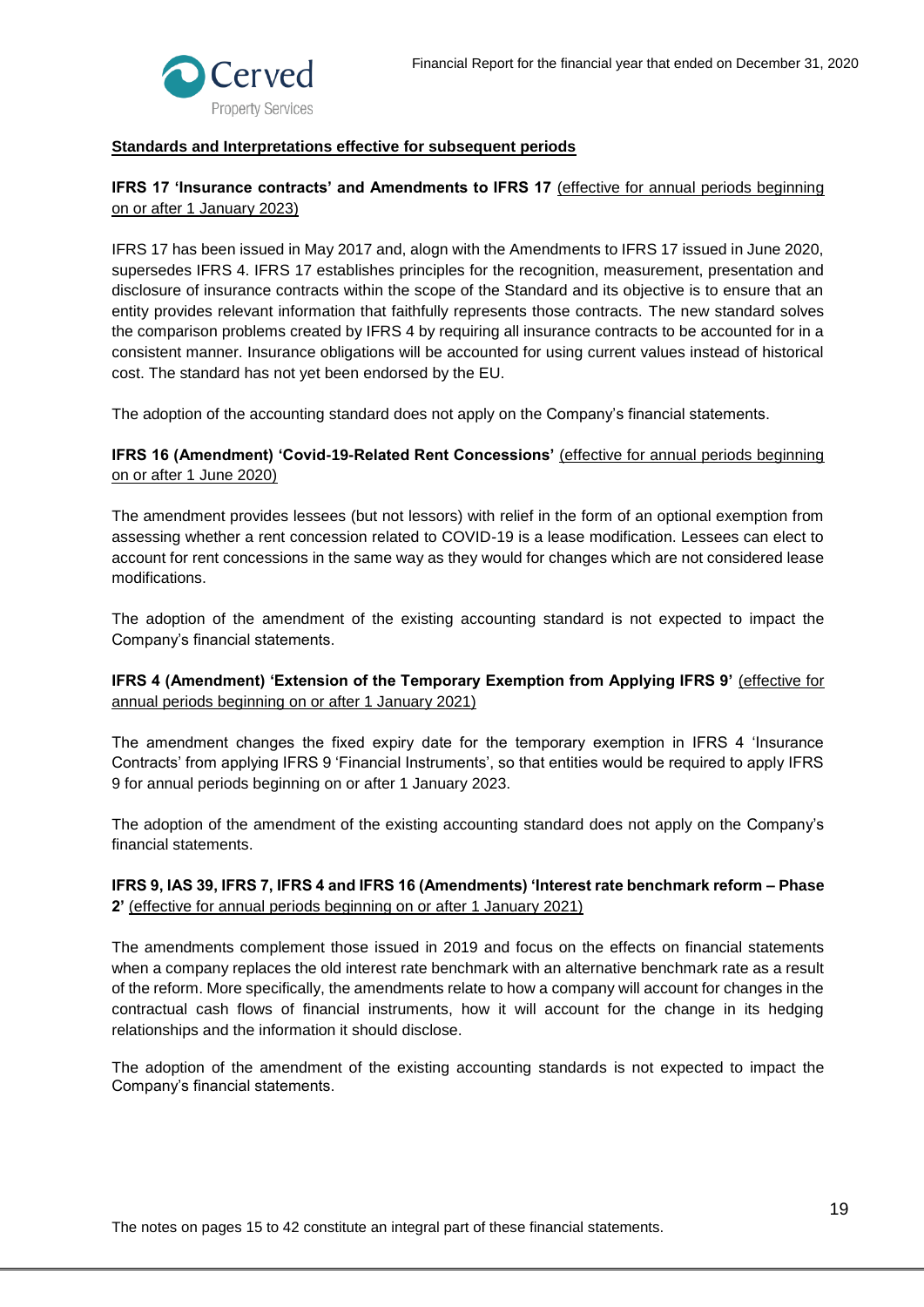**Standards and Interpretations effective for subsequent periods**

**IFRS 17 'Insurance contracts' and Amendments to IFRS 17** (effective for annual periods beginning on or after 1 January 2023)

IFRS 17 has been issued in May 2017 and, alogn with the Amendments to IFRS 17 issued in June 2020, supersedes IFRS 4. IFRS 17 establishes principles for the recognition, measurement, presentation and disclosure of insurance contracts within the scope of the Standard and its objective is to ensure that an entity provides relevant information that faithfully represents those contracts. The new standard solves the comparison problems created by IFRS 4 by requiring all insurance contracts to be accounted for in a consistent manner. Insurance obligations will be accounted for using current values instead of historical cost. The standard has not yet been endorsed by the EU.

The adoption of the accounting standard does not apply on the Company's financial statements.

**IFRS 16 (Amendment) 'Covid-19-Related Rent Concessions'** (effective for annual periods beginning on or after 1 June 2020)

The amendment provides lessees (but not lessors) with relief in the form of an optional exemption from assessing whether a rent concession related to COVID-19 is a lease modification. Lessees can elect to account for rent concessions in the same way as they would for changes which are not considered lease modifications.

The adoption of the amendment of the existing accounting standard is not expected to impact the Company's financial statements.

**IFRS 4 (Amendment) 'Extension of the Temporary Exemption from Applying IFRS 9'** (effective for annual periods beginning on or after 1 January 2021)

The amendment changes the fixed expiry date for the temporary exemption in IFRS 4 'Insurance Contracts' from applying IFRS 9 'Financial Instruments', so that entities would be required to apply IFRS 9 for annual periods beginning on or after 1 January 2023.

The adoption of the amendment of the existing accounting standard does not apply on the Company's financial statements.

**IFRS 9, IAS 39, IFRS 7, IFRS 4 and IFRS 16 (Amendments) 'Interest rate benchmark reform – Phase 2'** (effective for annual periods beginning on or after 1 January 2021)

The amendments complement those issued in 2019 and focus on the effects on financial statements when a company replaces the old interest rate benchmark with an alternative benchmark rate as a result of the reform. More specifically, the amendments relate to how a company will account for changes in the contractual cash flows of financial instruments, how it will account for the change in its hedging relationships and the information it should disclose.

The adoption of the amendment of the existing accounting standards is not expected to impact the Company's financial statements.

The notes on pages 15 to 42 constitute an integral part of these financial statements.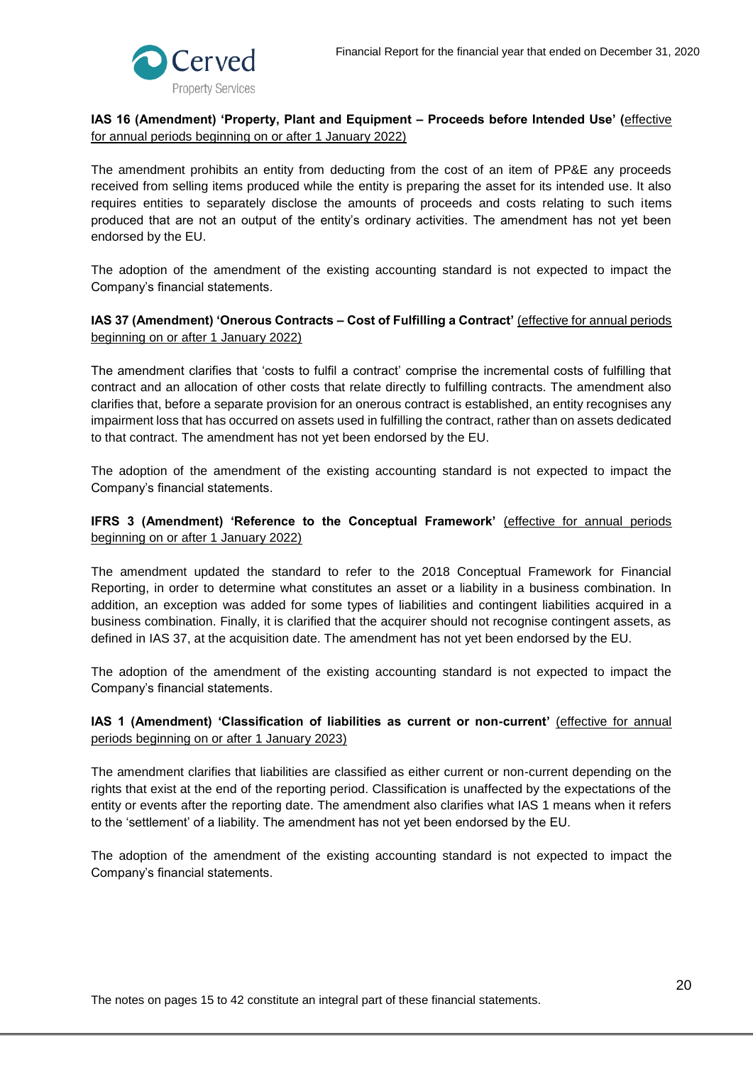**IAS 16 (Amendment) 'Property, Plant and Equipment – Proceeds before Intended Use' (**effective for annual periods beginning on or after 1 January 2022)

The amendment prohibits an entity from deducting from the cost of an item of PP&E any proceeds received from selling items produced while the entity is preparing the asset for its intended use. It also requires entities to separately disclose the amounts of proceeds and costs relating to such items produced that are not an output of the entity's ordinary activities. The amendment has not yet been endorsed by the EU.

The adoption of the amendment of the existing accounting standard is not expected to impact the Company's financial statements.

**IAS 37 (Amendment) 'Onerous Contracts – Cost of Fulfilling a Contract'** (effective for annual periods beginning on or after 1 January 2022)

The amendment clarifies that 'costs to fulfil a contract' comprise the incremental costs of fulfilling that contract and an allocation of other costs that relate directly to fulfilling contracts. The amendment also clarifies that, before a separate provision for an onerous contract is established, an entity recognises any impairment loss that has occurred on assets used in fulfilling the contract, rather than on assets dedicated to that contract. The amendment has not yet been endorsed by the EU.

The adoption of the amendment of the existing accounting standard is not expected to impact the Company's financial statements.

**IFRS 3 (Amendment) 'Reference to the Conceptual Framework'** (effective for annual periods beginning on or after 1 January 2022)

The amendment updated the standard to refer to the 2018 Conceptual Framework for Financial Reporting, in order to determine what constitutes an asset or a liability in a business combination. In addition, an exception was added for some types of liabilities and contingent liabilities acquired in a business combination. Finally, it is clarified that the acquirer should not recognise contingent assets, as defined in IAS 37, at the acquisition date. The amendment has not yet been endorsed by the EU.

The adoption of the amendment of the existing accounting standard is not expected to impact the Company's financial statements.

**IAS 1 (Amendment) 'Classification of liabilities as current or non-current'** (effective for annual periods beginning on or after 1 January 2023)

The amendment clarifies that liabilities are classified as either current or non-current depending on the rights that exist at the end of the reporting period. Classification is unaffected by the expectations of the entity or events after the reporting date. The amendment also clarifies what IAS 1 means when it refers to the 'settlement' of a liability. The amendment has not yet been endorsed by the EU.

The adoption of the amendment of the existing accounting standard is not expected to impact the Company's financial statements.

The notes on pages 15 to 42 constitute an integral part of these financial statements.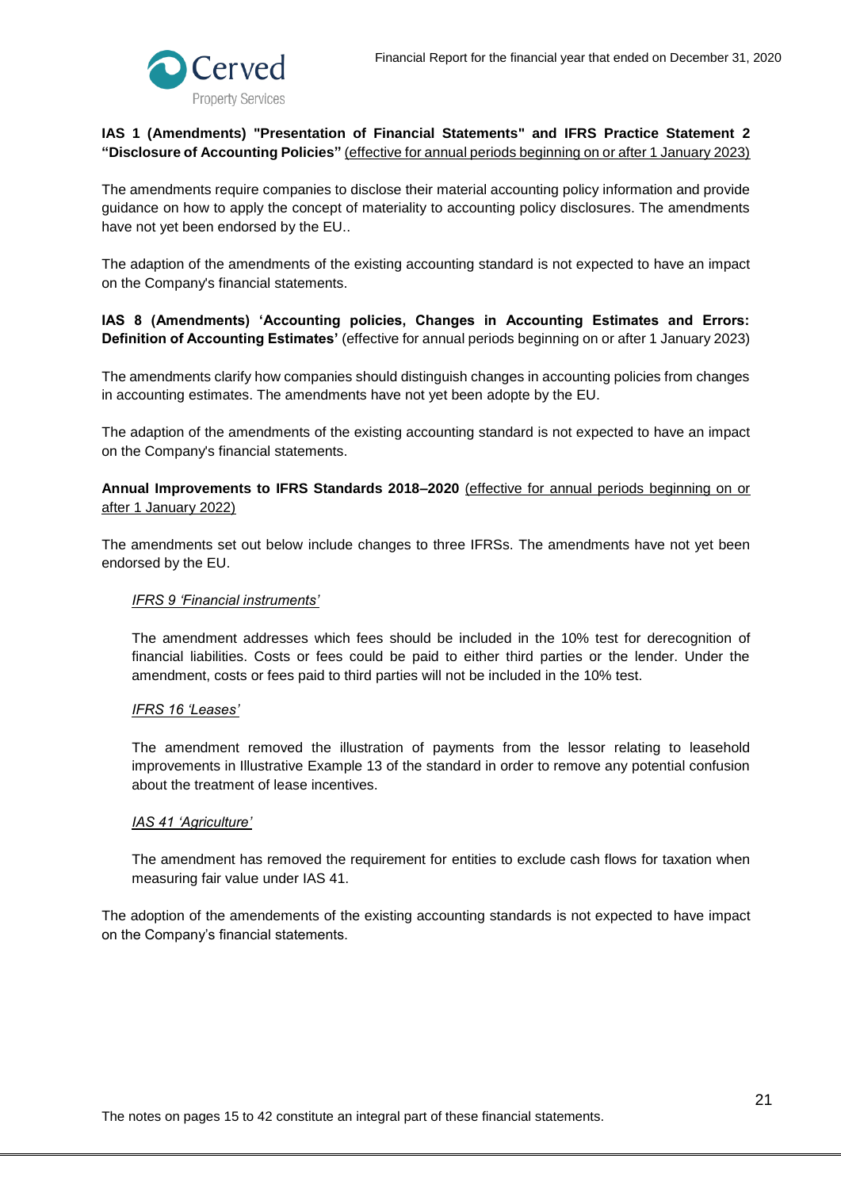**IAS 1 (Amendments) "Presentation of Financial Statements" and IFRS Practice Statement 2 "Disclosure of Accounting Policies"** <u>(effective for annual periods beginning on or after 1 January 2023)</u>

The amendments require companies to disclose their material accounting policy information and provide guidance on how to apply the concept of materiality to accounting policy disclosures. The amendments have not yet been endorsed by the EU..

The adaption of the amendments of the existing accounting standard is not expected to have an impact on the Company's financial statements.

**IAS 8 (Amendments) 'Accounting policies, Changes in Accounting Estimates and Errors: Definition of Accounting Estimates'** (effective for annual periods beginning on or after 1 January 2023)

The amendments clarify how companies should distinguish changes in accounting policies from changes in accounting estimates. The amendments have not yet been adopte by the EU.

The adaption of the amendments of the existing accounting standard is not expected to have an impact on the Company's financial statements.

**Annual Improvements to IFRS Standards 2018–2020** <u>(effective for annual periods beginning on or after 1 January 2022)</u>

The amendments set out below include changes to three IFRSs. The amendments have not yet been endorsed by the EU.

<u>*IFRS 9 'Financial instruments'*</u>

The amendment addresses which fees should be included in the 10% test for derecognition of financial liabilities. Costs or fees could be paid to either third parties or the lender. Under the amendment, costs or fees paid to third parties will not be included in the 10% test.

<u>*IFRS 16 'Leases'*</u>

The amendment removed the illustration of payments from the lessor relating to leasehold improvements in Illustrative Example 13 of the standard in order to remove any potential confusion about the treatment of lease incentives.

<u>*IAS 41 'Agriculture'*</u>

The amendment has removed the requirement for entities to exclude cash flows for taxation when measuring fair value under IAS 41.

The adoption of the amendements of the existing accounting standards is not expected to have impact on the Company's financial statements.

The notes on pages 15 to 42 constitute an integral part of these financial statements.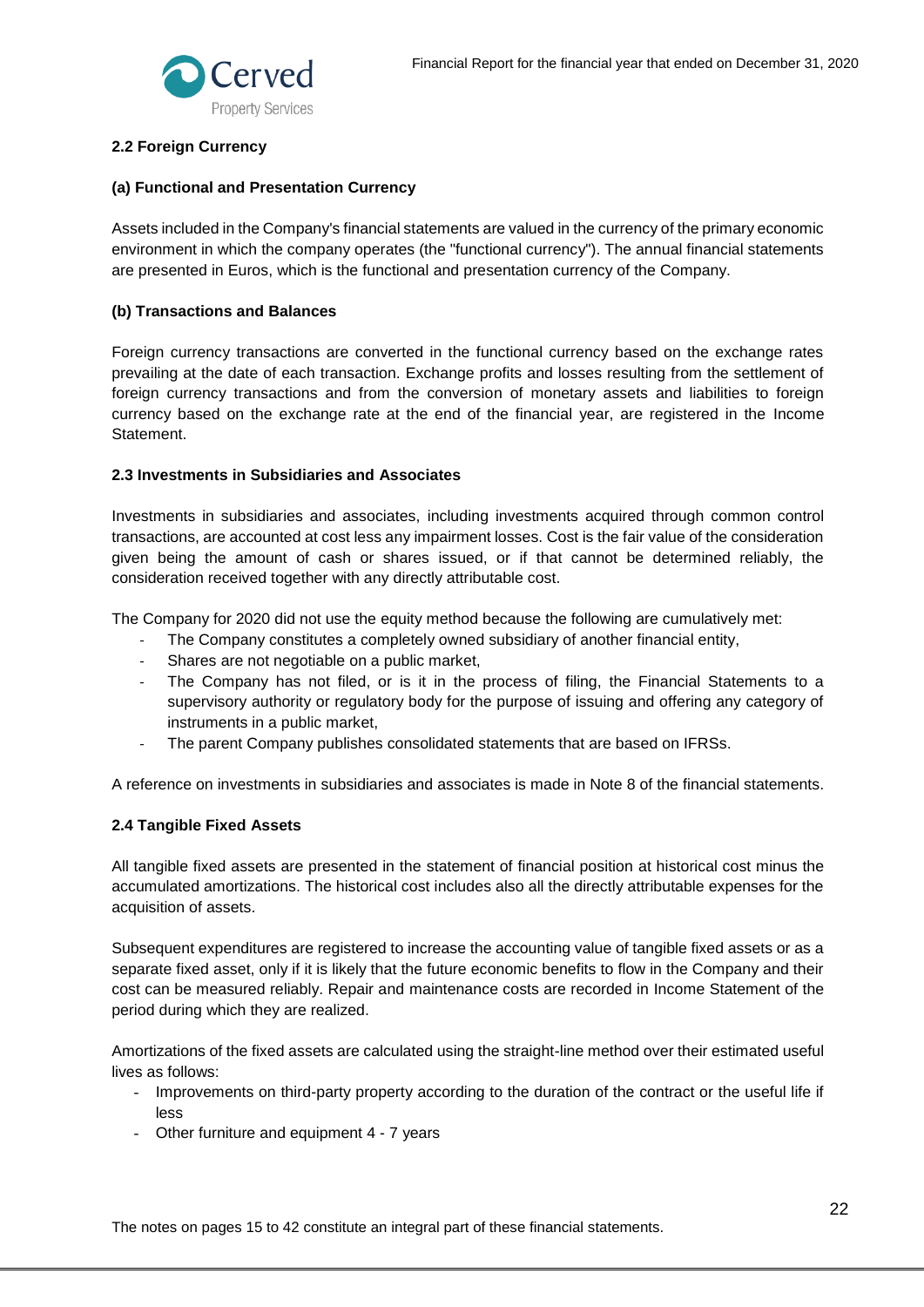### 2.2 Foreign Currency

#### (a) Functional and Presentation Currency

Assets included in the Company's financial statements are valued in the currency of the primary economic environment in which the company operates (the "functional currency"). The annual financial statements are presented in Euros, which is the functional and presentation currency of the Company.

#### (b) Transactions and Balances

Foreign currency transactions are converted in the functional currency based on the exchange rates prevailing at the date of each transaction. Exchange profits and losses resulting from the settlement of foreign currency transactions and from the conversion of monetary assets and liabilities to foreign currency based on the exchange rate at the end of the financial year, are registered in the Income Statement.

### 2.3 Investments in Subsidiaries and Associates

Investments in subsidiaries and associates, including investments acquired through common control transactions, are accounted at cost less any impairment losses. Cost is the fair value of the consideration given being the amount of cash or shares issued, or if that cannot be determined reliably, the consideration received together with any directly attributable cost.

The Company for 2020 did not use the equity method because the following are cumulatively met:

- The Company constitutes a completely owned subsidiary of another financial entity,
- Shares are not negotiable on a public market,
- The Company has not filed, or is it in the process of filing, the Financial Statements to a supervisory authority or regulatory body for the purpose of issuing and offering any category of instruments in a public market,
- The parent Company publishes consolidated statements that are based on IFRSs.

A reference on investments in subsidiaries and associates is made in Note 8 of the financial statements.

### 2.4 Tangible Fixed Assets

All tangible fixed assets are presented in the statement of financial position at historical cost minus the accumulated amortizations. The historical cost includes also all the directly attributable expenses for the acquisition of assets.

Subsequent expenditures are registered to increase the accounting value of tangible fixed assets or as a separate fixed asset, only if it is likely that the future economic benefits to flow in the Company and their cost can be measured reliably. Repair and maintenance costs are recorded in Income Statement of the period during which they are realized.

Amortizations of the fixed assets are calculated using the straight-line method over their estimated useful lives as follows:

- Improvements on third-party property according to the duration of the contract or the useful life if less
- Other furniture and equipment 4 - 7 years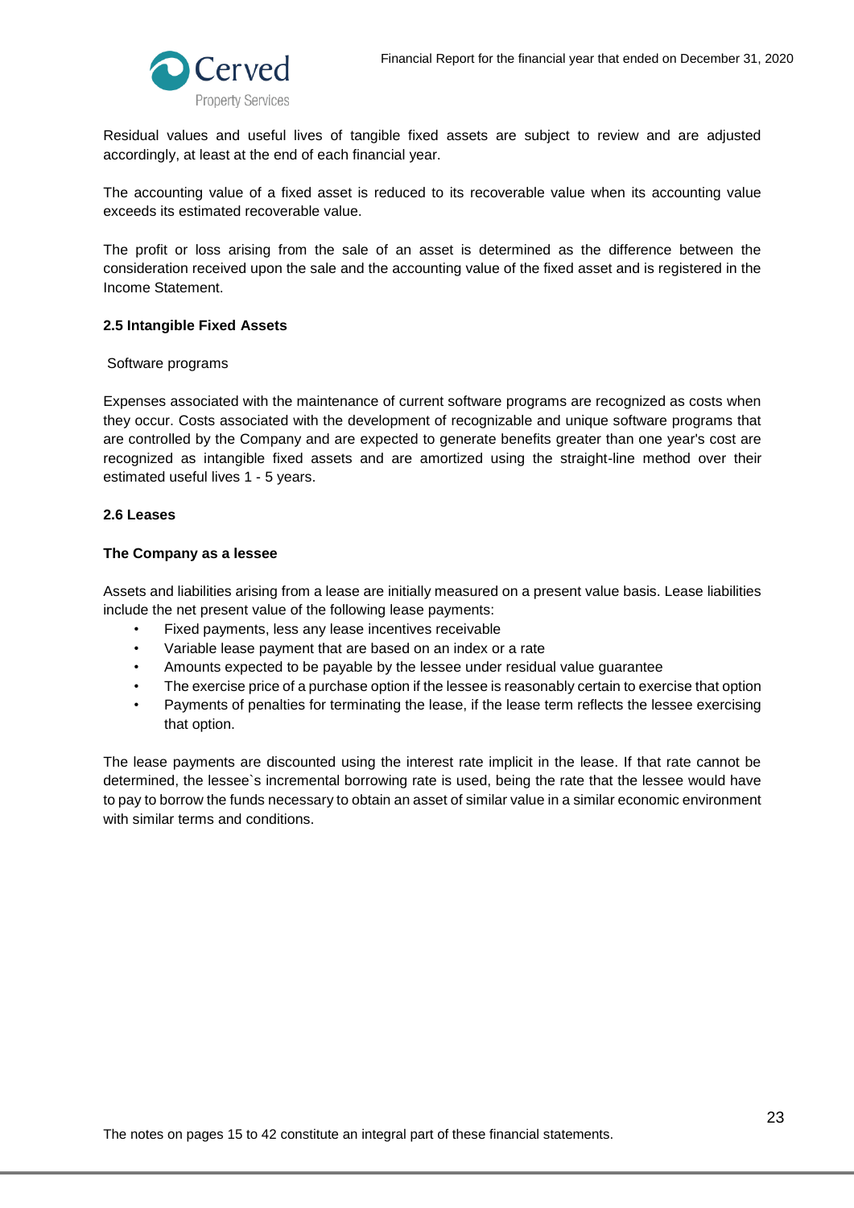Residual values and useful lives of tangible fixed assets are subject to review and are adjusted accordingly, at least at the end of each financial year.

The accounting value of a fixed asset is reduced to its recoverable value when its accounting value exceeds its estimated recoverable value.

The profit or loss arising from the sale of an asset is determined as the difference between the consideration received upon the sale and the accounting value of the fixed asset and is registered in the Income Statement.

## 2.5 Intangible Fixed Assets

Software programs

Expenses associated with the maintenance of current software programs are recognized as costs when they occur. Costs associated with the development of recognizable and unique software programs that are controlled by the Company and are expected to generate benefits greater than one year's cost are recognized as intangible fixed assets and are amortized using the straight-line method over their estimated useful lives 1 - 5 years.

## 2.6 Leases

**The Company as a lessee**

Assets and liabilities arising from a lease are initially measured on a present value basis. Lease liabilities include the net present value of the following lease payments:

- Fixed payments, less any lease incentives receivable
- Variable lease payment that are based on an index or a rate
- Amounts expected to be payable by the lessee under residual value guarantee
- The exercise price of a purchase option if the lessee is reasonably certain to exercise that option
- Payments of penalties for terminating the lease, if the lease term reflects the lessee exercising that option.

The lease payments are discounted using the interest rate implicit in the lease. If that rate cannot be determined, the lessee`s incremental borrowing rate is used, being the rate that the lessee would have to pay to borrow the funds necessary to obtain an asset of similar value in a similar economic environment with similar terms and conditions.

The notes on pages 15 to 42 constitute an integral part of these financial statements.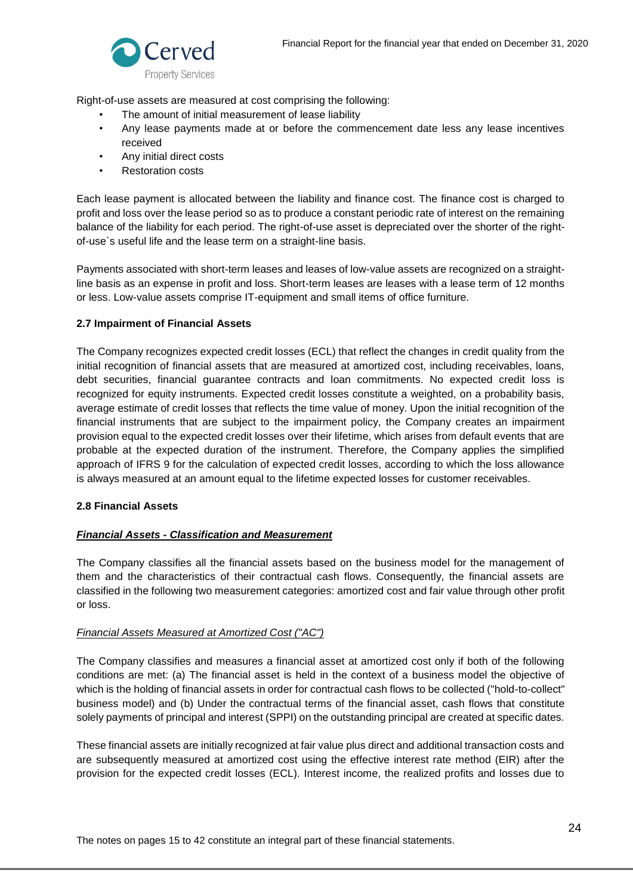Right-of-use assets are measured at cost comprising the following:

- The amount of initial measurement of lease liability
- Any lease payments made at or before the commencement date less any lease incentives received
- Any initial direct costs
- Restoration costs

Each lease payment is allocated between the liability and finance cost. The finance cost is charged to profit and loss over the lease period so as to produce a constant periodic rate of interest on the remaining balance of the liability for each period. The right-of-use asset is depreciated over the shorter of the right-of-use`s useful life and the lease term on a straight-line basis.

Payments associated with short-term leases and leases of low-value assets are recognized on a straight-line basis as an expense in profit and loss. Short-term leases are leases with a lease term of 12 months or less. Low-value assets comprise IT-equipment and small items of office furniture.

**2.7 Impairment of Financial Assets**

The Company recognizes expected credit losses (ECL) that reflect the changes in credit quality from the initial recognition of financial assets that are measured at amortized cost, including receivables, loans, debt securities, financial guarantee contracts and loan commitments. No expected credit loss is recognized for equity instruments. Expected credit losses constitute a weighted, on a probability basis, average estimate of credit losses that reflects the time value of money. Upon the initial recognition of the financial instruments that are subject to the impairment policy, the Company creates an impairment provision equal to the expected credit losses over their lifetime, which arises from default events that are probable at the expected duration of the instrument. Therefore, the Company applies the simplified approach of IFRS 9 for the calculation of expected credit losses, according to which the loss allowance is always measured at an amount equal to the lifetime expected losses for customer receivables.

**2.8 Financial Assets**

***Financial Assets - Classification and Measurement***

The Company classifies all the financial assets based on the business model for the management of them and the characteristics of their contractual cash flows. Consequently, the financial assets are classified in the following two measurement categories: amortized cost and fair value through other profit or loss.

*Financial Assets Measured at Amortized Cost ("AC")*

The Company classifies and measures a financial asset at amortized cost only if both of the following conditions are met: (a) The financial asset is held in the context of a business model the objective of which is the holding of financial assets in order for contractual cash flows to be collected ("hold-to-collect" business model) and (b) Under the contractual terms of the financial asset, cash flows that constitute solely payments of principal and interest (SPPI) on the outstanding principal are created at specific dates.

These financial assets are initially recognized at fair value plus direct and additional transaction costs and are subsequently measured at amortized cost using the effective interest rate method (EIR) after the provision for the expected credit losses (ECL). Interest income, the realized profits and losses due to

The notes on pages 15 to 42 constitute an integral part of these financial statements.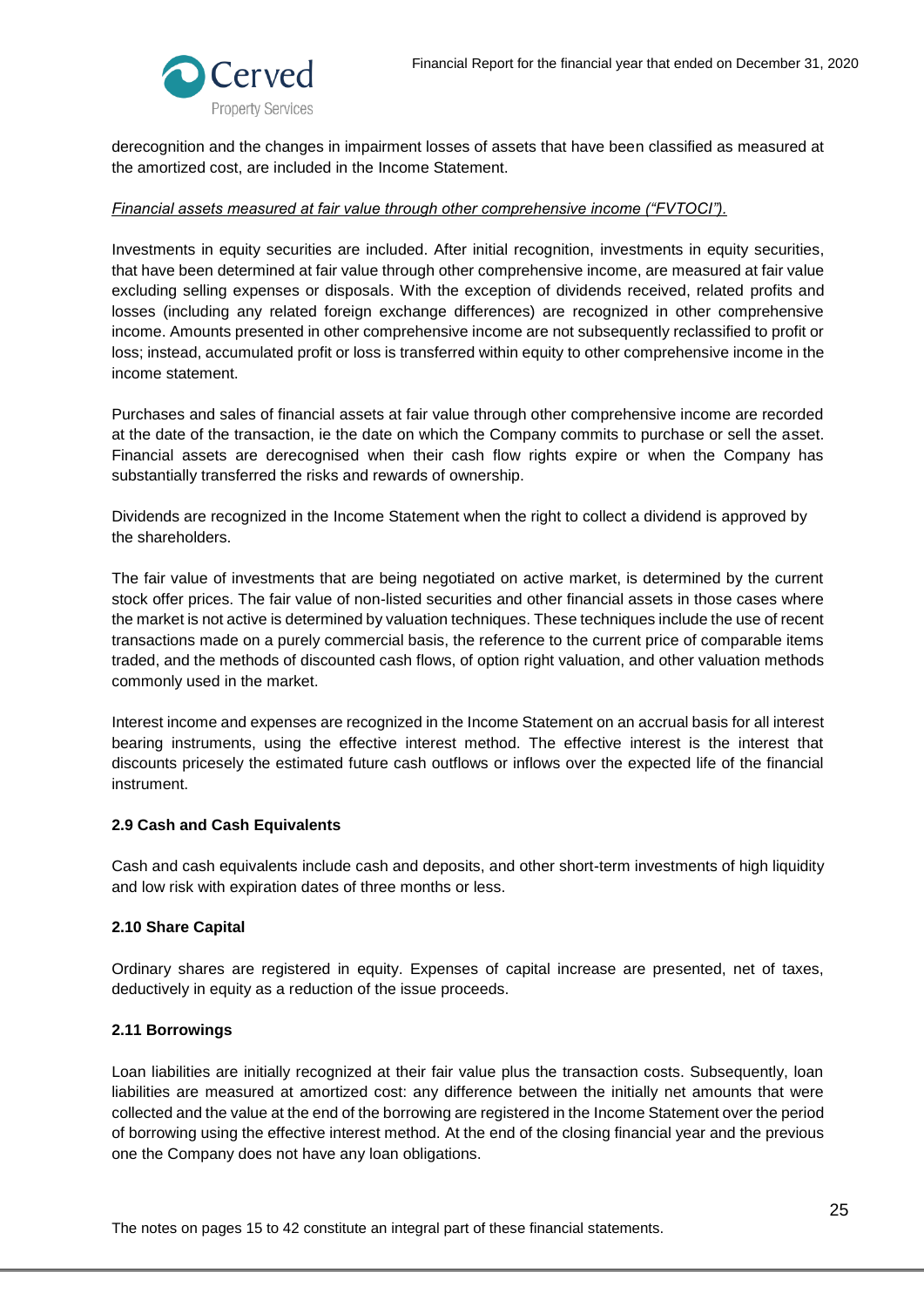derecognition and the changes in impairment losses of assets that have been classified as measured at the amortized cost, are included in the Income Statement.

*Financial assets measured at fair value through other comprehensive income ("FVTOCI").*

Investments in equity securities are included. After initial recognition, investments in equity securities, that have been determined at fair value through other comprehensive income, are measured at fair value excluding selling expenses or disposals. With the exception of dividends received, related profits and losses (including any related foreign exchange differences) are recognized in other comprehensive income. Amounts presented in other comprehensive income are not subsequently reclassified to profit or loss; instead, accumulated profit or loss is transferred within equity to other comprehensive income in the income statement.

Purchases and sales of financial assets at fair value through other comprehensive income are recorded at the date of the transaction, ie the date on which the Company commits to purchase or sell the asset. Financial assets are derecognised when their cash flow rights expire or when the Company has substantially transferred the risks and rewards of ownership.

Dividends are recognized in the Income Statement when the right to collect a dividend is approved by the shareholders.

The fair value of investments that are being negotiated on active market, is determined by the current stock offer prices. The fair value of non-listed securities and other financial assets in those cases where the market is not active is determined by valuation techniques. These techniques include the use of recent transactions made on a purely commercial basis, the reference to the current price of comparable items traded, and the methods of discounted cash flows, of option right valuation, and other valuation methods commonly used in the market.

Interest income and expenses are recognized in the Income Statement on an accrual basis for all interest bearing instruments, using the effective interest method. The effective interest is the interest that discounts pricesely the estimated future cash outflows or inflows over the expected life of the financial instrument.

**2.9 Cash and Cash Equivalents**

Cash and cash equivalents include cash and deposits, and other short-term investments of high liquidity and low risk with expiration dates of three months or less.

**2.10 Share Capital**

Ordinary shares are registered in equity. Expenses of capital increase are presented, net of taxes, deductively in equity as a reduction of the issue proceeds.

**2.11 Borrowings**

Loan liabilities are initially recognized at their fair value plus the transaction costs. Subsequently, loan liabilities are measured at amortized cost: any difference between the initially net amounts that were collected and the value at the end of the borrowing are registered in the Income Statement over the period of borrowing using the effective interest method. At the end of the closing financial year and the previous one the Company does not have any loan obligations.

The notes on pages 15 to 42 constitute an integral part of these financial statements.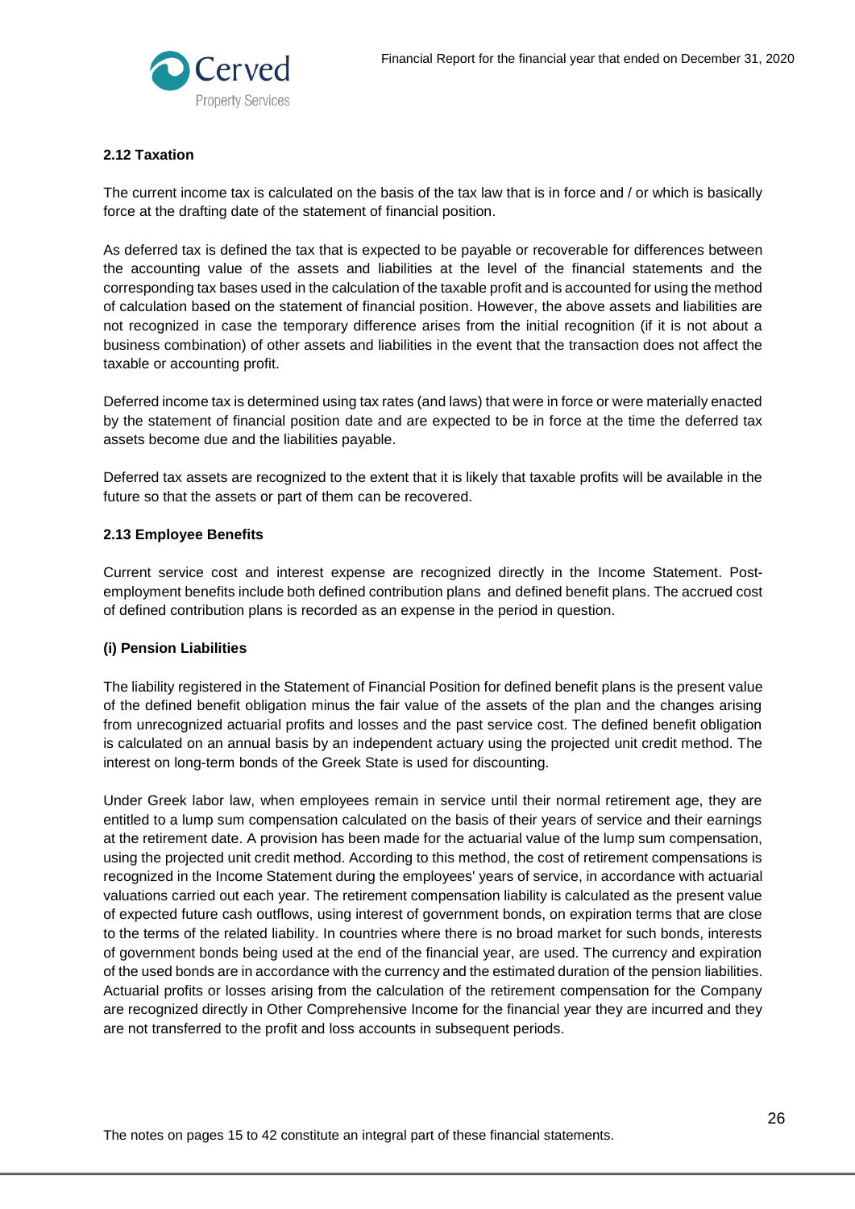## 2.12 Taxation

The current income tax is calculated on the basis of the tax law that is in force and / or which is basically force at the drafting date of the statement of financial position.

As deferred tax is defined the tax that is expected to be payable or recoverable for differences between the accounting value of the assets and liabilities at the level of the financial statements and the corresponding tax bases used in the calculation of the taxable profit and is accounted for using the method of calculation based on the statement of financial position. However, the above assets and liabilities are not recognized in case the temporary difference arises from the initial recognition (if it is not about a business combination) of other assets and liabilities in the event that the transaction does not affect the taxable or accounting profit.

Deferred income tax is determined using tax rates (and laws) that were in force or were materially enacted by the statement of financial position date and are expected to be in force at the time the deferred tax assets become due and the liabilities payable.

Deferred tax assets are recognized to the extent that it is likely that taxable profits will be available in the future so that the assets or part of them can be recovered.

## 2.13 Employee Benefits

Current service cost and interest expense are recognized directly in the Income Statement. Post-employment benefits include both defined contribution plans and defined benefit plans. The accrued cost of defined contribution plans is recorded as an expense in the period in question.

### (i) Pension Liabilities

The liability registered in the Statement of Financial Position for defined benefit plans is the present value of the defined benefit obligation minus the fair value of the assets of the plan and the changes arising from unrecognized actuarial profits and losses and the past service cost. The defined benefit obligation is calculated on an annual basis by an independent actuary using the projected unit credit method. The interest on long-term bonds of the Greek State is used for discounting.

Under Greek labor law, when employees remain in service until their normal retirement age, they are entitled to a lump sum compensation calculated on the basis of their years of service and their earnings at the retirement date. A provision has been made for the actuarial value of the lump sum compensation, using the projected unit credit method. According to this method, the cost of retirement compensations is recognized in the Income Statement during the employees' years of service, in accordance with actuarial valuations carried out each year. The retirement compensation liability is calculated as the present value of expected future cash outflows, using interest of government bonds, on expiration terms that are close to the terms of the related liability. In countries where there is no broad market for such bonds, interests of government bonds being used at the end of the financial year, are used. The currency and expiration of the used bonds are in accordance with the currency and the estimated duration of the pension liabilities. Actuarial profits or losses arising from the calculation of the retirement compensation for the Company are recognized directly in Other Comprehensive Income for the financial year they are incurred and they are not transferred to the profit and loss accounts in subsequent periods.

The notes on pages 15 to 42 constitute an integral part of these financial statements.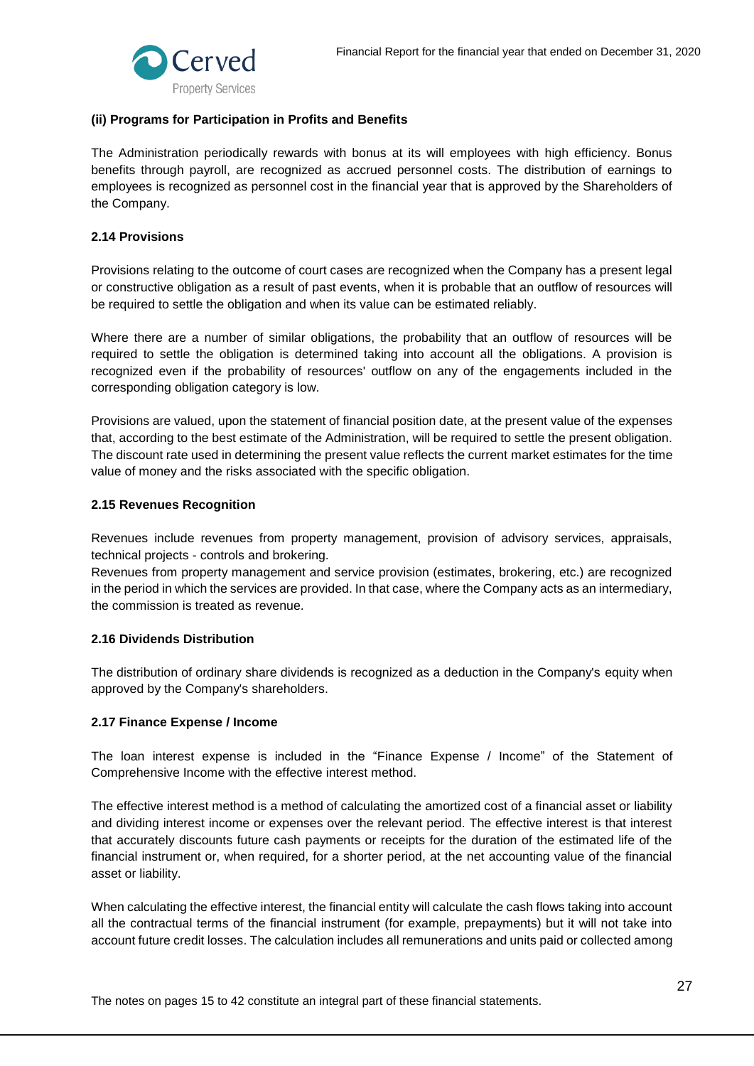#### (ii) Programs for Participation in Profits and Benefits

The Administration periodically rewards with bonus at its will employees with high efficiency. Bonus benefits through payroll, are recognized as accrued personnel costs. The distribution of earnings to employees is recognized as personnel cost in the financial year that is approved by the Shareholders of the Company.

### 2.14 Provisions

Provisions relating to the outcome of court cases are recognized when the Company has a present legal or constructive obligation as a result of past events, when it is probable that an outflow of resources will be required to settle the obligation and when its value can be estimated reliably.

Where there are a number of similar obligations, the probability that an outflow of resources will be required to settle the obligation is determined taking into account all the obligations. A provision is recognized even if the probability of resources' outflow on any of the engagements included in the corresponding obligation category is low.

Provisions are valued, upon the statement of financial position date, at the present value of the expenses that, according to the best estimate of the Administration, will be required to settle the present obligation. The discount rate used in determining the present value reflects the current market estimates for the time value of money and the risks associated with the specific obligation.

### 2.15 Revenues Recognition

Revenues include revenues from property management, provision of advisory services, appraisals, technical projects - controls and brokering.
Revenues from property management and service provision (estimates, brokering, etc.) are recognized in the period in which the services are provided. In that case, where the Company acts as an intermediary, the commission is treated as revenue.

### 2.16 Dividends Distribution

The distribution of ordinary share dividends is recognized as a deduction in the Company's equity when approved by the Company's shareholders.

### 2.17 Finance Expense / Income

The loan interest expense is included in the "Finance Expense / Income" of the Statement of Comprehensive Income with the effective interest method.

The effective interest method is a method of calculating the amortized cost of a financial asset or liability and dividing interest income or expenses over the relevant period. The effective interest is that interest that accurately discounts future cash payments or receipts for the duration of the estimated life of the financial instrument or, when required, for a shorter period, at the net accounting value of the financial asset or liability.

When calculating the effective interest, the financial entity will calculate the cash flows taking into account all the contractual terms of the financial instrument (for example, prepayments) but it will not take into account future credit losses. The calculation includes all remunerations and units paid or collected among

The notes on pages 15 to 42 constitute an integral part of these financial statements.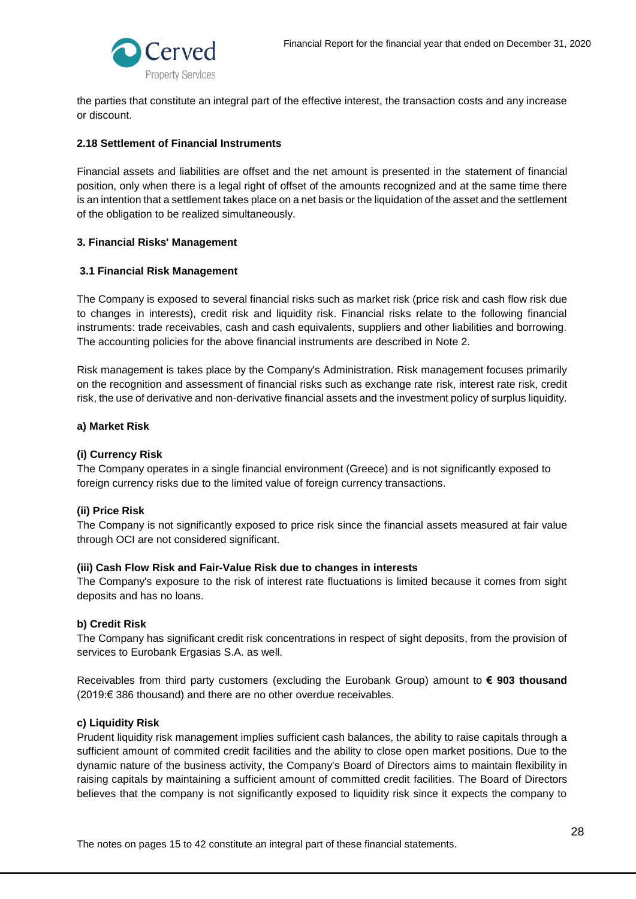the parties that constitute an integral part of the effective interest, the transaction costs and any increase or discount.

#### 2.18 Settlement of Financial Instruments

Financial assets and liabilities are offset and the net amount is presented in the statement of financial position, only when there is a legal right of offset of the amounts recognized and at the same time there is an intention that a settlement takes place on a net basis or the liquidation of the asset and the settlement of the obligation to be realized simultaneously.

## 3. Financial Risks' Management

### 3.1 Financial Risk Management

The Company is exposed to several financial risks such as market risk (price risk and cash flow risk due to changes in interests), credit risk and liquidity risk. Financial risks relate to the following financial instruments: trade receivables, cash and cash equivalents, suppliers and other liabilities and borrowing. The accounting policies for the above financial instruments are described in Note 2.

Risk management is takes place by the Company's Administration. Risk management focuses primarily on the recognition and assessment of financial risks such as exchange rate risk, interest rate risk, credit risk, the use of derivative and non-derivative financial assets and the investment policy of surplus liquidity.

#### a) Market Risk

**(i) Currency Risk**
The Company operates in a single financial environment (Greece) and is not significantly exposed to foreign currency risks due to the limited value of foreign currency transactions.

**(ii) Price Risk**
The Company is not significantly exposed to price risk since the financial assets measured at fair value through OCI are not considered significant.

**(iii) Cash Flow Risk and Fair-Value Risk due to changes in interests**
The Company's exposure to the risk of interest rate fluctuations is limited because it comes from sight deposits and has no loans.

#### b) Credit Risk

The Company has significant credit risk concentrations in respect of sight deposits, from the provision of services to Eurobank Ergasias S.A. as well.

Receivables from third party customers (excluding the Eurobank Group) amount to **€ 903 thousand** (2019:€ 386 thousand) and there are no other overdue receivables.

#### c) Liquidity Risk

Prudent liquidity risk management implies sufficient cash balances, the ability to raise capitals through a sufficient amount of commited credit facilities and the ability to close open market positions. Due to the dynamic nature of the business activity, the Company's Board of Directors aims to maintain flexibility in raising capitals by maintaining a sufficient amount of committed credit facilities. The Board of Directors believes that the company is not significantly exposed to liquidity risk since it expects the company to

The notes on pages 15 to 42 constitute an integral part of these financial statements.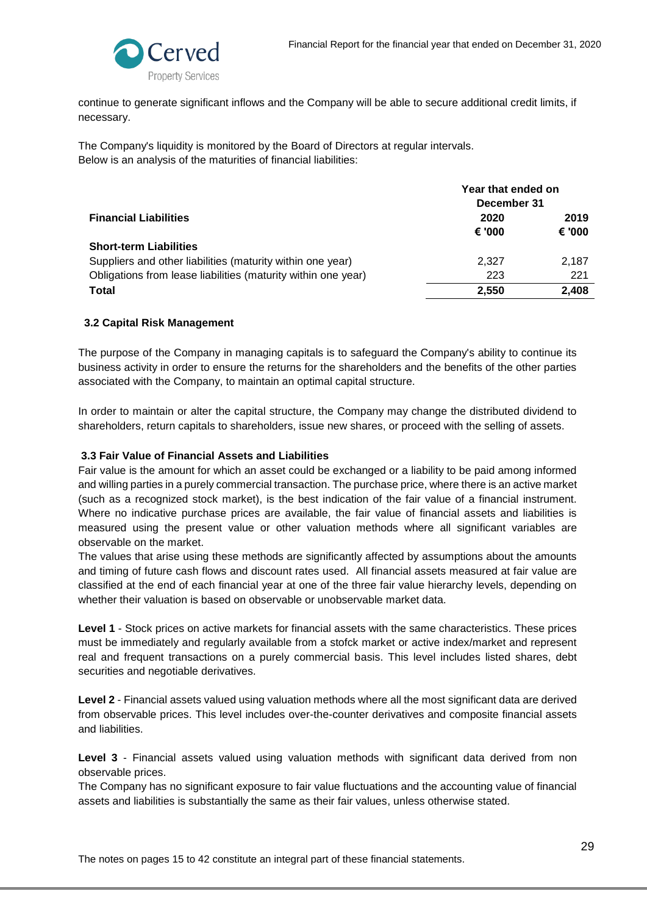continue to generate significant inflows and the Company will be able to secure additional credit limits, if necessary.

The Company's liquidity is monitored by the Board of Directors at regular intervals.
Below is an analysis of the maturities of financial liabilities:

| | Year that ended on December 31 | |
|---|---|---|
| **Financial Liabilities** | **2020** | **2019** |
| | **€ '000** | **€ '000** |
| **Short-term Liabilities** | | |
| Suppliers and other liabilities (maturity within one year) | 2,327 | 2,187 |
| Obligations from lease liabilities (maturity within one year) | 223 | 221 |
| **Total** | **2,550** | **2,408** |

### 3.2 Capital Risk Management

The purpose of the Company in managing capitals is to safeguard the Company's ability to continue its business activity in order to ensure the returns for the shareholders and the benefits of the other parties associated with the Company, to maintain an optimal capital structure.

In order to maintain or alter the capital structure, the Company may change the distributed dividend to shareholders, return capitals to shareholders, issue new shares, or proceed with the selling of assets.

### 3.3 Fair Value of Financial Assets and Liabilities

Fair value is the amount for which an asset could be exchanged or a liability to be paid among informed and willing parties in a purely commercial transaction. The purchase price, where there is an active market (such as a recognized stock market), is the best indication of the fair value of a financial instrument. Where no indicative purchase prices are available, the fair value of financial assets and liabilities is measured using the present value or other valuation methods where all significant variables are observable on the market.
The values that arise using these methods are significantly affected by assumptions about the amounts and timing of future cash flows and discount rates used. All financial assets measured at fair value are classified at the end of each financial year at one of the three fair value hierarchy levels, depending on whether their valuation is based on observable or unobservable market data.

**Level 1** - Stock prices on active markets for financial assets with the same characteristics. These prices must be immediately and regularly available from a stofck market or active index/market and represent real and frequent transactions on a purely commercial basis. This level includes listed shares, debt securities and negotiable derivatives.

**Level 2** - Financial assets valued using valuation methods where all the most significant data are derived from observable prices. This level includes over-the-counter derivatives and composite financial assets and liabilities.

**Level 3** - Financial assets valued using valuation methods with significant data derived from non observable prices.
The Company has no significant exposure to fair value fluctuations and the accounting value of financial assets and liabilities is substantially the same as their fair values, unless otherwise stated.

The notes on pages 15 to 42 constitute an integral part of these financial statements.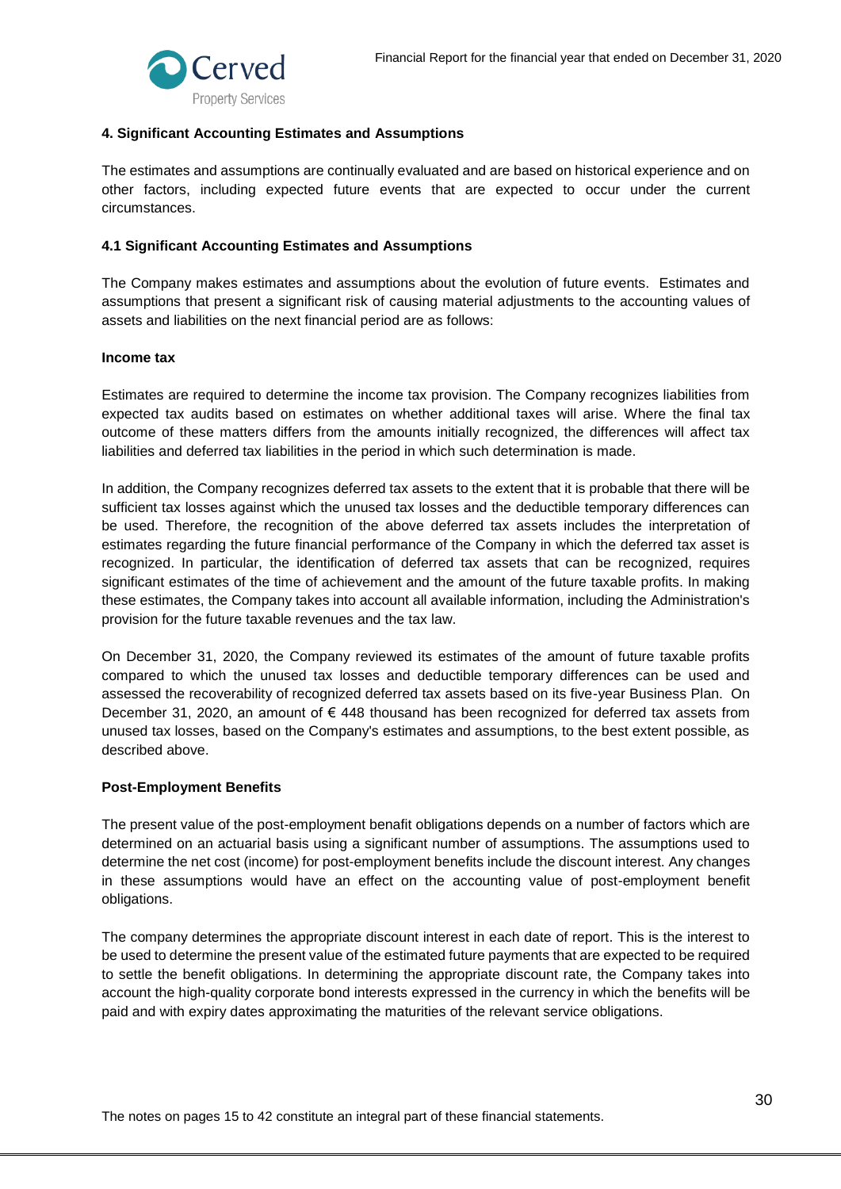## 4. Significant Accounting Estimates and Assumptions

The estimates and assumptions are continually evaluated and are based on historical experience and on other factors, including expected future events that are expected to occur under the current circumstances.

### 4.1 Significant Accounting Estimates and Assumptions

The Company makes estimates and assumptions about the evolution of future events. Estimates and assumptions that present a significant risk of causing material adjustments to the accounting values of assets and liabilities on the next financial period are as follows:

**Income tax**

Estimates are required to determine the income tax provision. The Company recognizes liabilities from expected tax audits based on estimates on whether additional taxes will arise. Where the final tax outcome of these matters differs from the amounts initially recognized, the differences will affect tax liabilities and deferred tax liabilities in the period in which such determination is made.

In addition, the Company recognizes deferred tax assets to the extent that it is probable that there will be sufficient tax losses against which the unused tax losses and the deductible temporary differences can be used. Therefore, the recognition of the above deferred tax assets includes the interpretation of estimates regarding the future financial performance of the Company in which the deferred tax asset is recognized. In particular, the identification of deferred tax assets that can be recognized, requires significant estimates of the time of achievement and the amount of the future taxable profits. In making these estimates, the Company takes into account all available information, including the Administration's provision for the future taxable revenues and the tax law.

On December 31, 2020, the Company reviewed its estimates of the amount of future taxable profits compared to which the unused tax losses and deductible temporary differences can be used and assessed the recoverability of recognized deferred tax assets based on its five-year Business Plan. On December 31, 2020, an amount of € 448 thousand has been recognized for deferred tax assets from unused tax losses, based on the Company's estimates and assumptions, to the best extent possible, as described above.

**Post-Employment Benefits**

The present value of the post-employment benafit obligations depends on a number of factors which are determined on an actuarial basis using a significant number of assumptions. The assumptions used to determine the net cost (income) for post-employment benefits include the discount interest. Any changes in these assumptions would have an effect on the accounting value of post-employment benefit obligations.

The company determines the appropriate discount interest in each date of report. This is the interest to be used to determine the present value of the estimated future payments that are expected to be required to settle the benefit obligations. In determining the appropriate discount rate, the Company takes into account the high-quality corporate bond interests expressed in the currency in which the benefits will be paid and with expiry dates approximating the maturities of the relevant service obligations.

The notes on pages 15 to 42 constitute an integral part of these financial statements.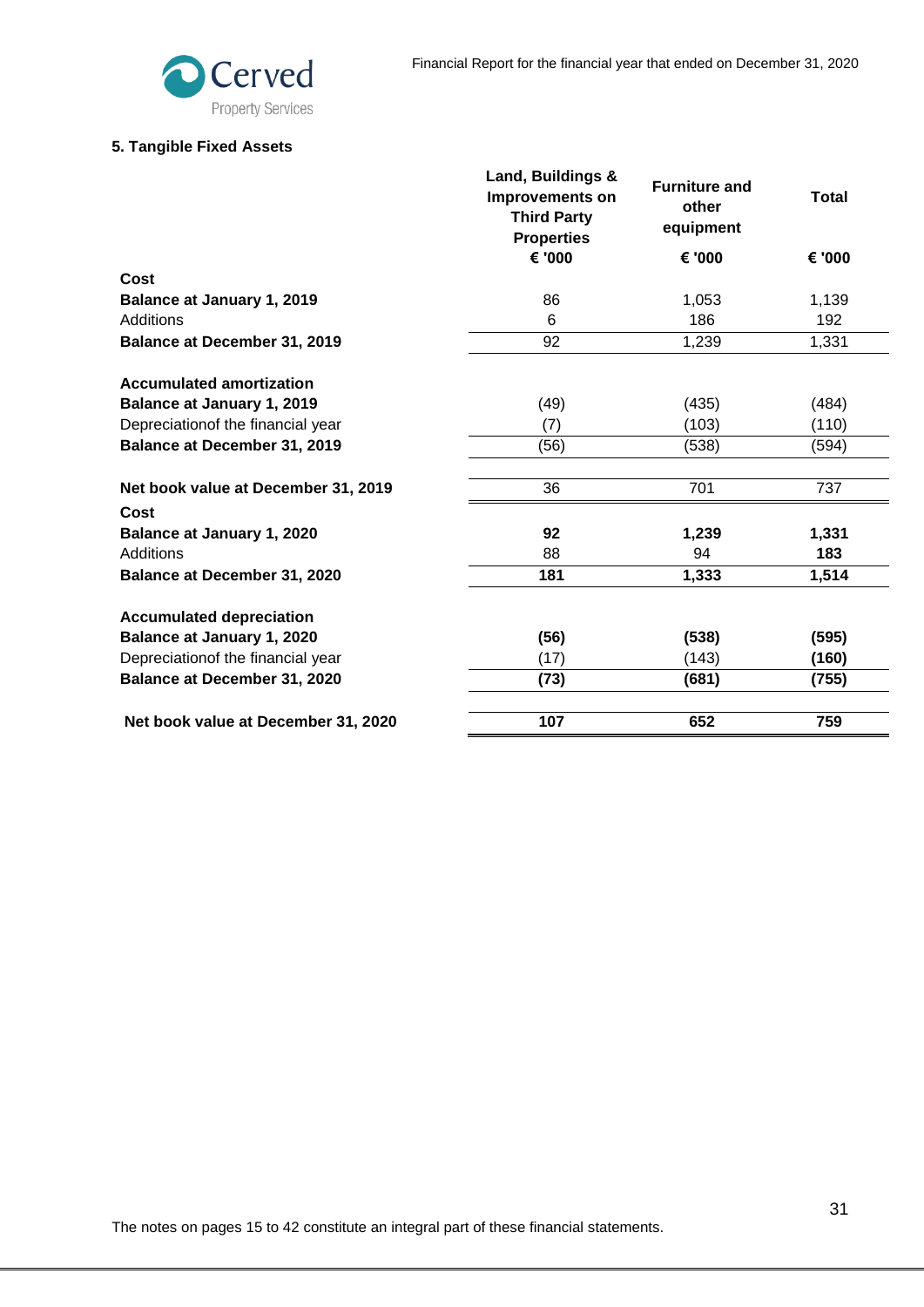## 5. Tangible Fixed Assets

| | Land, Buildings & Improvements on Third Party Properties | Furniture and other equipment | Total |
|---|---|---|---|
| | € '000 | € '000 | € '000 |
| **Cost** | | | |
| **Balance at January 1, 2019** | 86 | 1,053 | 1,139 |
| Additions | 6 | 186 | 192 |
| **Balance at December 31, 2019** | 92 | 1,239 | 1,331 |
| | | | |
| **Accumulated amortization** | | | |
| **Balance at January 1, 2019** | (49) | (435) | (484) |
| Depreciationof the financial year | (7) | (103) | (110) |
| **Balance at December 31, 2019** | (56) | (538) | (594) |
| | | | |
| **Net book value at December 31, 2019** | 36 | 701 | 737 |
| **Cost** | | | |
| **Balance at January 1, 2020** | **92** | **1,239** | **1,331** |
| Additions | 88 | 94 | **183** |
| **Balance at December 31, 2020** | **181** | **1,333** | **1,514** |
| | | | |
| **Accumulated depreciation** | | | |
| **Balance at January 1, 2020** | **(56)** | **(538)** | **(595)** |
| Depreciationof the financial year | (17) | (143) | **(160)** |
| **Balance at December 31, 2020** | **(73)** | **(681)** | **(755)** |
| | | | |
| **Net book value at December 31, 2020** | **107** | **652** | **759** |

The notes on pages 15 to 42 constitute an integral part of these financial statements.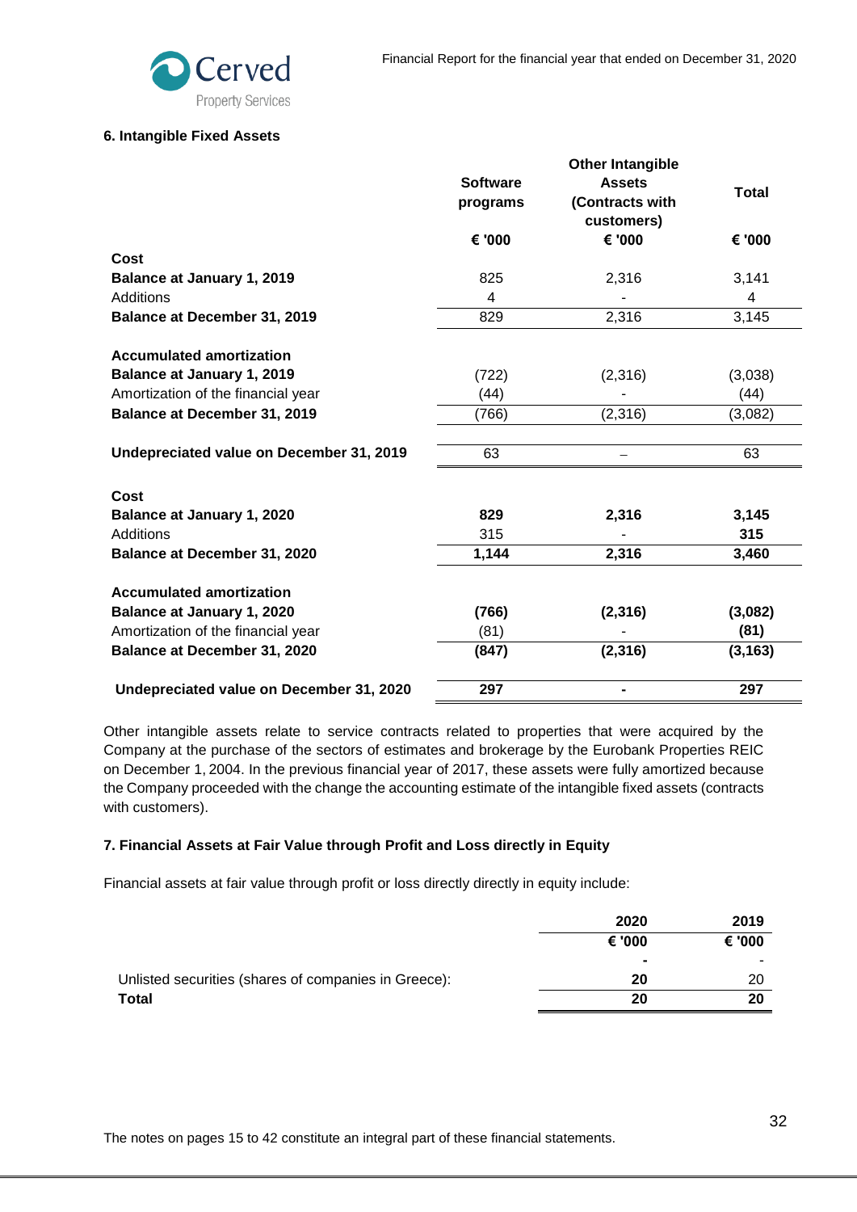### 6. Intangible Fixed Assets

| | Software programs | Other Intangible Assets (Contracts with customers) | Total |
|---|---|---|---|
| | € '000 | € '000 | € '000 |
| **Cost** | | | |
| **Balance at January 1, 2019** | 825 | 2,316 | 3,141 |
| Additions | 4 | - | 4 |
| **Balance at December 31, 2019** | 829 | 2,316 | 3,145 |
| | | | |
| **Accumulated amortization** | | | |
| **Balance at January 1, 2019** | (722) | (2,316) | (3,038) |
| Amortization of the financial year | (44) | - | (44) |
| **Balance at December 31, 2019** | (766) | (2,316) | (3,082) |
| | | | |
| **Undepreciated value on December 31, 2019** | 63 | – | 63 |
| | | | |
| **Cost** | | | |
| **Balance at January 1, 2020** | **829** | **2,316** | **3,145** |
| Additions | 315 | - | **315** |
| **Balance at December 31, 2020** | **1,144** | **2,316** | **3,460** |
| | | | |
| **Accumulated amortization** | | | |
| **Balance at January 1, 2020** | **(766)** | **(2,316)** | **(3,082)** |
| Amortization of the financial year | (81) | - | **(81)** |
| **Balance at December 31, 2020** | **(847)** | **(2,316)** | **(3,163)** |
| | | | |
| **Undepreciated value on December 31, 2020** | **297** | **-** | **297** |

Other intangible assets relate to service contracts related to properties that were acquired by the Company at the purchase of the sectors of estimates and brokerage by the Eurobank Properties REIC on December 1, 2004. In the previous financial year of 2017, these assets were fully amortized because the Company proceeded with the change the accounting estimate of the intangible fixed assets (contracts with customers).

### 7. Financial Assets at Fair Value through Profit and Loss directly in Equity

Financial assets at fair value through profit or loss directly directly in equity include:

| | 2020 | 2019 |
|---|---|---|
| | € '000 | € '000 |
| | **-** | - |
| Unlisted securities (shares of companies in Greece): | **20** | 20 |
| **Total** | **20** | **20** |

The notes on pages 15 to 42 constitute an integral part of these financial statements.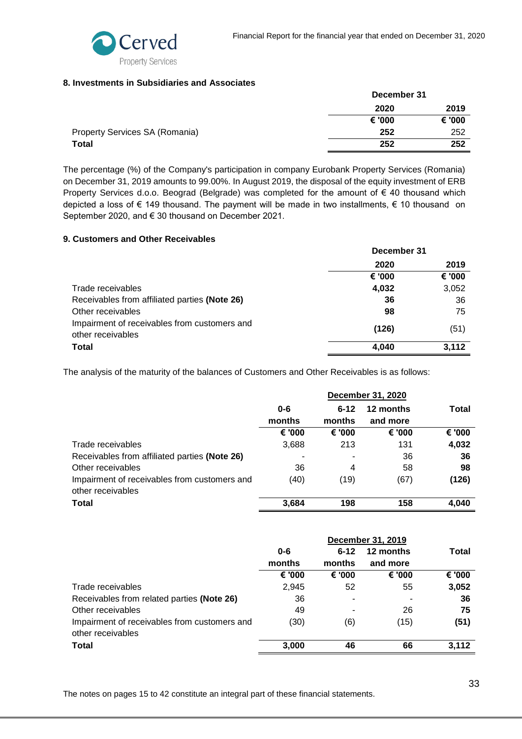### 8. Investments in Subsidiaries and Associates

| | December 31 | |
|---|---|---|
| | **2020** | **2019** |
| | **€ '000** | **€ '000** |
| Property Services SA (Romania) | **252** | 252 |
| **Total** | **252** | **252** |

The percentage (%) of the Company's participation in company Eurobank Property Services (Romania) on December 31, 2019 amounts to 99.00%. In August 2019, the disposal of the equity investment of ERB Property Services d.o.o. Beograd (Belgrade) was completed for the amount of € 40 thousand which depicted a loss of € 149 thousand. The payment will be made in two installments, € 10 thousand on September 2020, and € 30 thousand on December 2021.

### 9. Customers and Other Receivables

| | December 31 | |
|---|---|---|
| | **2020** | **2019** |
| | **€ '000** | **€ '000** |
| Trade receivables | **4,032** | 3,052 |
| Receivables from affiliated parties **(Note 26)** | **36** | 36 |
| Other receivables | **98** | 75 |
| Impairment of receivables from customers and other receivables | **(126)** | (51) |
| **Total** | **4,040** | **3,112** |

The analysis of the maturity of the balances of Customers and Other Receivables is as follows:

| | December 31, 2020 | | | |
|---|---|---|---|---|
| | **0-6 months** | **6-12 months** | **12 months and more** | **Total** |
| | **€ '000** | **€ '000** | **€ '000** | **€ '000** |
| Trade receivables | 3,688 | 213 | 131 | **4,032** |
| Receivables from affiliated parties **(Note 26)** | - | - | 36 | **36** |
| Other receivables | 36 | 4 | 58 | **98** |
| Impairment of receivables from customers and other receivables | (40) | (19) | (67) | **(126)** |
| **Total** | **3,684** | **198** | **158** | **4,040** |

| | December 31, 2019 | | | |
|---|---|---|---|---|
| | **0-6 months** | **6-12 months** | **12 months and more** | **Total** |
| | **€ '000** | **€ '000** | **€ '000** | **€ '000** |
| Trade receivables | 2,945 | 52 | 55 | **3,052** |
| Receivables from related parties **(Note 26)** | 36 | - | - | **36** |
| Other receivables | 49 | - | 26 | **75** |
| Impairment of receivables from customers and other receivables | (30) | (6) | (15) | **(51)** |
| **Total** | **3,000** | **46** | **66** | **3,112** |

The notes on pages 15 to 42 constitute an integral part of these financial statements.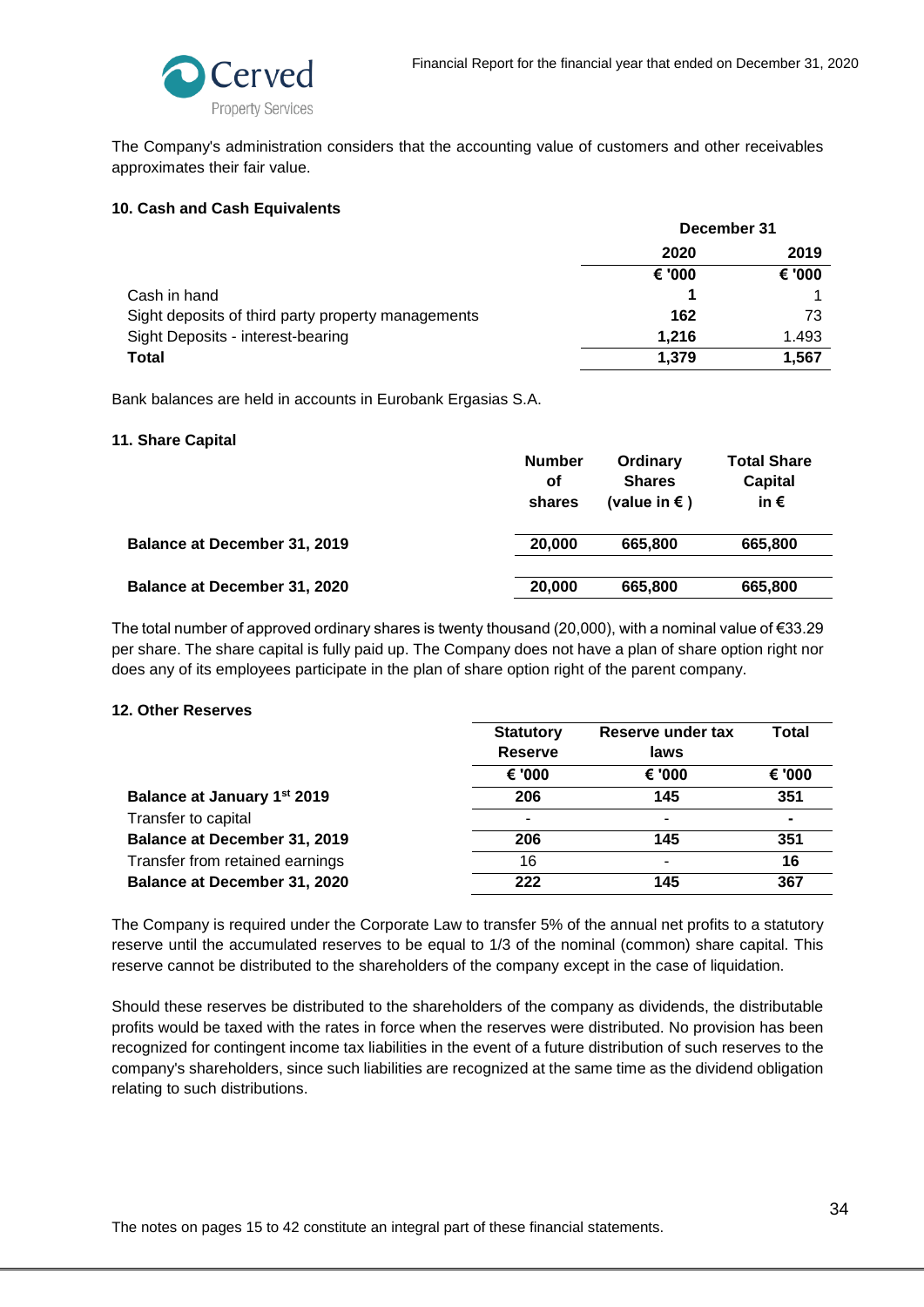The Company's administration considers that the accounting value of customers and other receivables approximates their fair value.

**10. Cash and Cash Equivalents**

| | December 31 | |
|---|---|---|
| | **2020** | **2019** |
| | **€ '000** | **€ '000** |
| Cash in hand | **1** | 1 |
| Sight deposits of third party property managements | **162** | 73 |
| Sight Deposits - interest-bearing | **1,216** | 1.493 |
| **Total** | **1,379** | **1,567** |

Bank balances are held in accounts in Eurobank Ergasias S.A.

**11. Share Capital**

| | Number of shares | Ordinary Shares (value in € ) | Total Share Capital in € |
|---|---|---|---|
| **Balance at December 31, 2019** | **20,000** | **665,800** | **665,800** |
| **Balance at December 31, 2020** | **20,000** | **665,800** | **665,800** |

The total number of approved ordinary shares is twenty thousand (20,000), with a nominal value of €33.29 per share. The share capital is fully paid up. The Company does not have a plan of share option right nor does any of its employees participate in the plan of share option right of the parent company.

**12. Other Reserves**

| | Statutory Reserve | Reserve under tax laws | Total |
|---|---|---|---|
| | € '000 | € '000 | € '000 |
| **Balance at January 1st 2019** | **206** | **145** | **351** |
| Transfer to capital | - | - | **-** |
| **Balance at December 31, 2019** | **206** | **145** | **351** |
| Transfer from retained earnings | 16 | - | **16** |
| **Balance at December 31, 2020** | **222** | **145** | **367** |

The Company is required under the Corporate Law to transfer 5% of the annual net profits to a statutory reserve until the accumulated reserves to be equal to 1/3 of the nominal (common) share capital. This reserve cannot be distributed to the shareholders of the company except in the case of liquidation.

Should these reserves be distributed to the shareholders of the company as dividends, the distributable profits would be taxed with the rates in force when the reserves were distributed. No provision has been recognized for contingent income tax liabilities in the event of a future distribution of such reserves to the company's shareholders, since such liabilities are recognized at the same time as the dividend obligation relating to such distributions.

The notes on pages 15 to 42 constitute an integral part of these financial statements.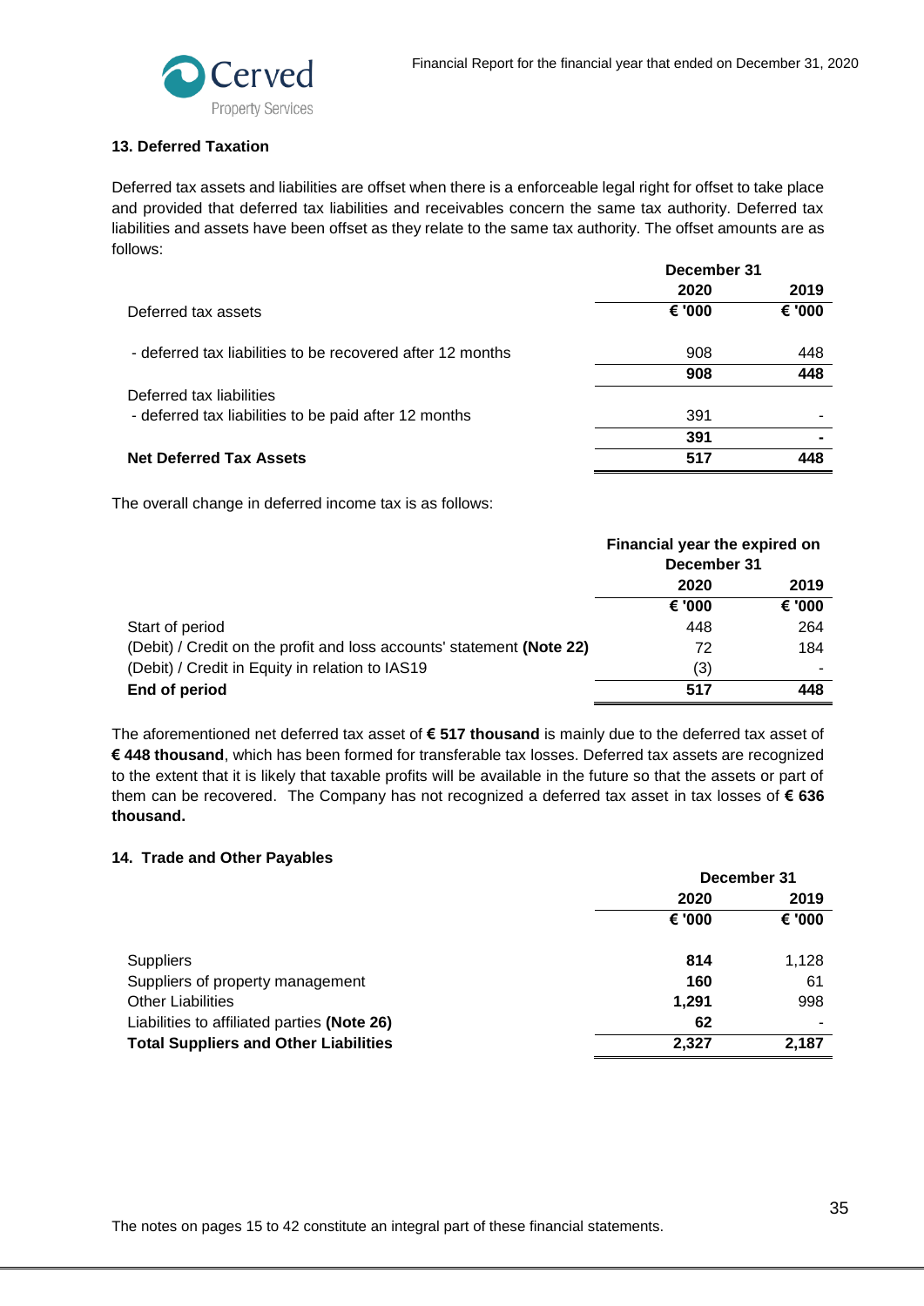### 13. Deferred Taxation

Deferred tax assets and liabilities are offset when there is a enforceable legal right for offset to take place and provided that deferred tax liabilities and receivables concern the same tax authority. Deferred tax liabilities and assets have been offset as they relate to the same tax authority. The offset amounts are as follows:

| | December 31 | |
|---|---|---|
| | **2020** | **2019** |
| Deferred tax assets | **€ '000** | **€ '000** |
| - deferred tax liabilities to be recovered after 12 months | 908 | 448 |
| | **908** | **448** |
| Deferred tax liabilities | | |
| - deferred tax liabilities to be paid after 12 months | 391 | - |
| | **391** | **-** |
| **Net Deferred Tax Assets** | **517** | **448** |

The overall change in deferred income tax is as follows:

| | Financial year the expired on December 31 | |
|---|---|---|
| | **2020** | **2019** |
| | **€ '000** | **€ '000** |
| Start of period | 448 | 264 |
| (Debit) / Credit on the profit and loss accounts' statement **(Note 22)** | 72 | 184 |
| (Debit) / Credit in Equity in relation to IAS19 | (3) | - |
| **End of period** | **517** | **448** |

The aforementioned net deferred tax asset of **€ 517 thousand** is mainly due to the deferred tax asset of **€ 448 thousand**, which has been formed for transferable tax losses. Deferred tax assets are recognized to the extent that it is likely that taxable profits will be available in the future so that the assets or part of them can be recovered. The Company has not recognized a deferred tax asset in tax losses of **€ 636 thousand.**

### 14. Trade and Other Payables

| | December 31 | |
|---|---|---|
| | **2020** | **2019** |
| | **€ '000** | **€ '000** |
| Suppliers | **814** | 1,128 |
| Suppliers of property management | **160** | 61 |
| Other Liabilities | **1,291** | 998 |
| Liabilities to affiliated parties **(Note 26)** | **62** | - |
| **Total Suppliers and Other Liabilities** | **2,327** | **2,187** |

The notes on pages 15 to 42 constitute an integral part of these financial statements.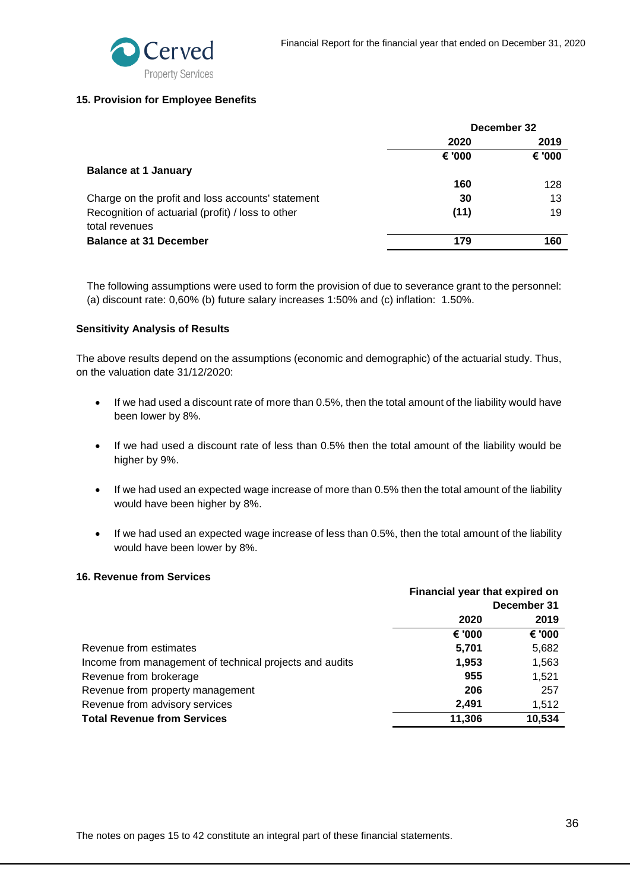## 15. Provision for Employee Benefits

| | December 32 | |
|---|---|---|
| | 2020 | 2019 |
| | € '000 | € '000 |
| **Balance at 1 January** | **160** | 128 |
| Charge on the profit and loss accounts' statement | **30** | 13 |
| Recognition of actuarial (profit) / loss to other total revenues | **(11)** | 19 |
| **Balance at 31 December** | **179** | **160** |

The following assumptions were used to form the provision of due to severance grant to the personnel: (a) discount rate: 0,60% (b) future salary increases 1:50% and (c) inflation: 1.50%.

### Sensitivity Analysis of Results

The above results depend on the assumptions (economic and demographic) of the actuarial study. Thus, on the valuation date 31/12/2020:

- If we had used a discount rate of more than 0.5%, then the total amount of the liability would have been lower by 8%.
- If we had used a discount rate of less than 0.5% then the total amount of the liability would be higher by 9%.
- If we had used an expected wage increase of more than 0.5% then the total amount of the liability would have been higher by 8%.
- If we had used an expected wage increase of less than 0.5%, then the total amount of the liability would have been lower by 8%.

## 16. Revenue from Services

| | Financial year that expired on December 31 | |
|---|---|---|
| | 2020 | 2019 |
| | € '000 | € '000 |
| Revenue from estimates | **5,701** | 5,682 |
| Income from management of technical projects and audits | **1,953** | 1,563 |
| Revenue from brokerage | **955** | 1,521 |
| Revenue from property management | **206** | 257 |
| Revenue from advisory services | **2,491** | 1,512 |
| **Total Revenue from Services** | **11,306** | **10,534** |

The notes on pages 15 to 42 constitute an integral part of these financial statements.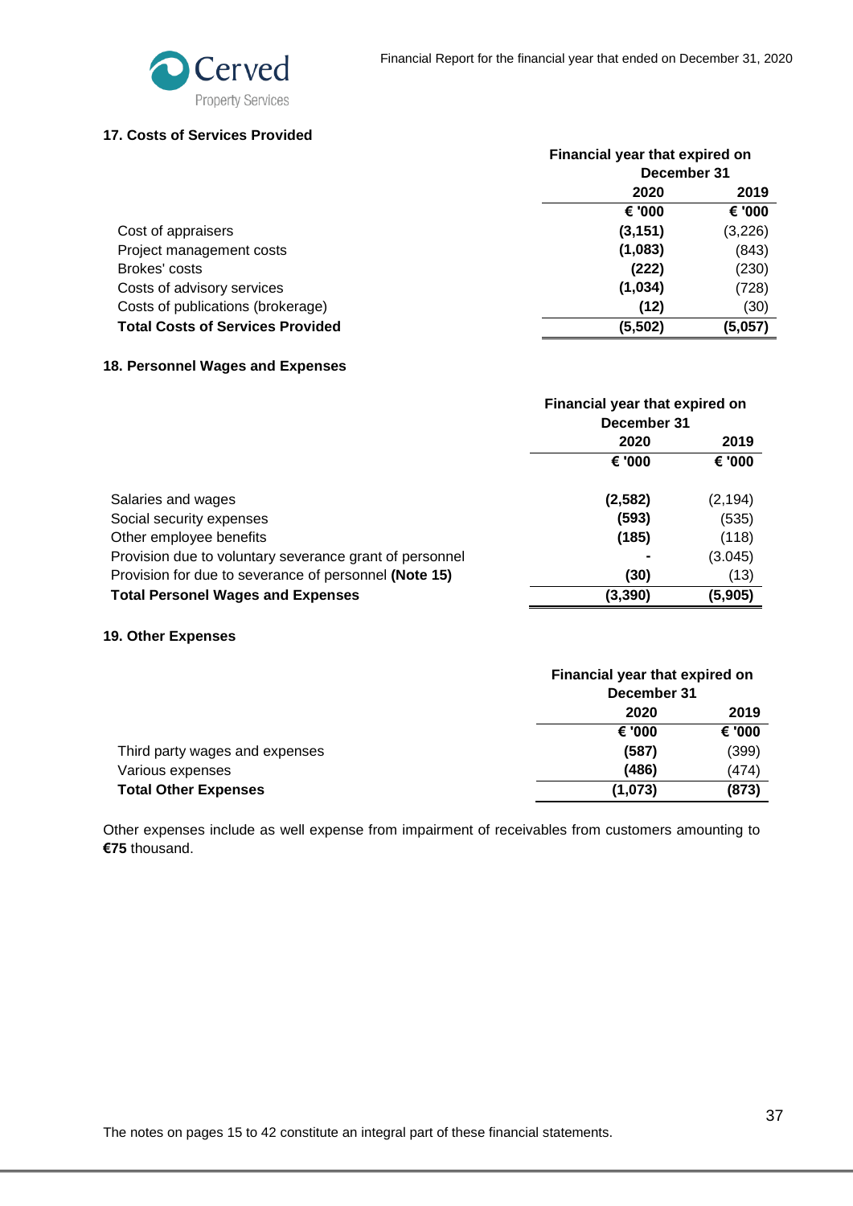## 17. Costs of Services Provided

| | Financial year that expired on December 31 | |
|---|---|---|
| | 2020 | 2019 |
| | € '000 | € '000 |
| Cost of appraisers | **(3,151)** | (3,226) |
| Project management costs | **(1,083)** | (843) |
| Brokes' costs | **(222)** | (230) |
| Costs of advisory services | **(1,034)** | (728) |
| Costs of publications (brokerage) | **(12)** | (30) |
| **Total Costs of Services Provided** | **(5,502)** | **(5,057)** |

## 18. Personnel Wages and Expenses

| | Financial year that expired on December 31 | |
|---|---|---|
| | 2020 | 2019 |
| | € '000 | € '000 |
| Salaries and wages | **(2,582)** | (2,194) |
| Social security expenses | **(593)** | (535) |
| Other employee benefits | **(185)** | (118) |
| Provision due to voluntary severance grant of personnel | **-** | (3.045) |
| Provision for due to severance of personnel **(Note 15)** | **(30)** | (13) |
| **Total Personel Wages and Expenses** | **(3,390)** | **(5,905)** |

## 19. Other Expenses

| | Financial year that expired on December 31 | |
|---|---|---|
| | 2020 | 2019 |
| | € '000 | € '000 |
| Third party wages and expenses | **(587)** | (399) |
| Various expenses | **(486)** | (474) |
| **Total Other Expenses** | **(1,073)** | **(873)** |

Other expenses include as well expense from impairment of receivables from customers amounting to **€75** thousand.

The notes on pages 15 to 42 constitute an integral part of these financial statements.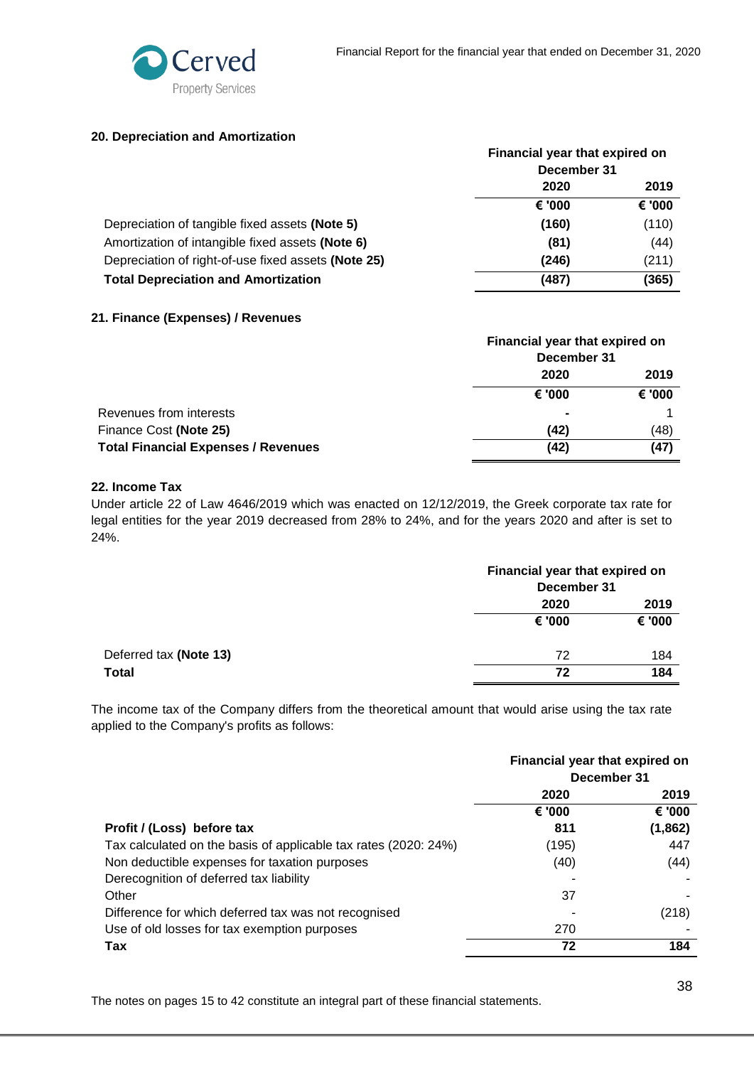## 20. Depreciation and Amortization

| | Financial year that expired on December 31 | |
|---|---|---|
| | **2020** | **2019** |
| | **€ '000** | **€ '000** |
| Depreciation of tangible fixed assets **(Note 5)** | **(160)** | (110) |
| Amortization of intangible fixed assets **(Note 6)** | **(81)** | (44) |
| Depreciation of right-of-use fixed assets **(Note 25)** | **(246)** | (211) |
| **Total Depreciation and Amortization** | **(487)** | **(365)** |

## 21. Finance (Expenses) / Revenues

| | Financial year that expired on December 31 | |
|---|---|---|
| | **2020** | **2019** |
| | **€ '000** | **€ '000** |
| Revenues from interests | **-** | 1 |
| Finance Cost **(Note 25)** | **(42)** | (48) |
| **Total Financial Expenses / Revenues** | **(42)** | **(47)** |

## 22. Income Tax

Under article 22 of Law 4646/2019 which was enacted on 12/12/2019, the Greek corporate tax rate for legal entities for the year 2019 decreased from 28% to 24%, and for the years 2020 and after is set to 24%.

| | Financial year that expired on December 31 | |
|---|---|---|
| | **2020** | **2019** |
| | **€ '000** | **€ '000** |
| Deferred tax **(Note 13)** | 72 | 184 |
| **Total** | **72** | **184** |

The income tax of the Company differs from the theoretical amount that would arise using the tax rate applied to the Company's profits as follows:

| | Financial year that expired on December 31 | |
|---|---|---|
| | **2020** | **2019** |
| | **€ '000** | **€ '000** |
| **Profit / (Loss) before tax** | **811** | **(1,862)** |
| Tax calculated on the basis of applicable tax rates (2020: 24%) | (195) | 447 |
| Non deductible expenses for taxation purposes | (40) | (44) |
| Derecognition of deferred tax liability | - | - |
| Other | 37 | - |
| Difference for which deferred tax was not recognised | - | (218) |
| Use of old losses for tax exemption purposes | 270 | - |
| **Tax** | **72** | **184** |

The notes on pages 15 to 42 constitute an integral part of these financial statements.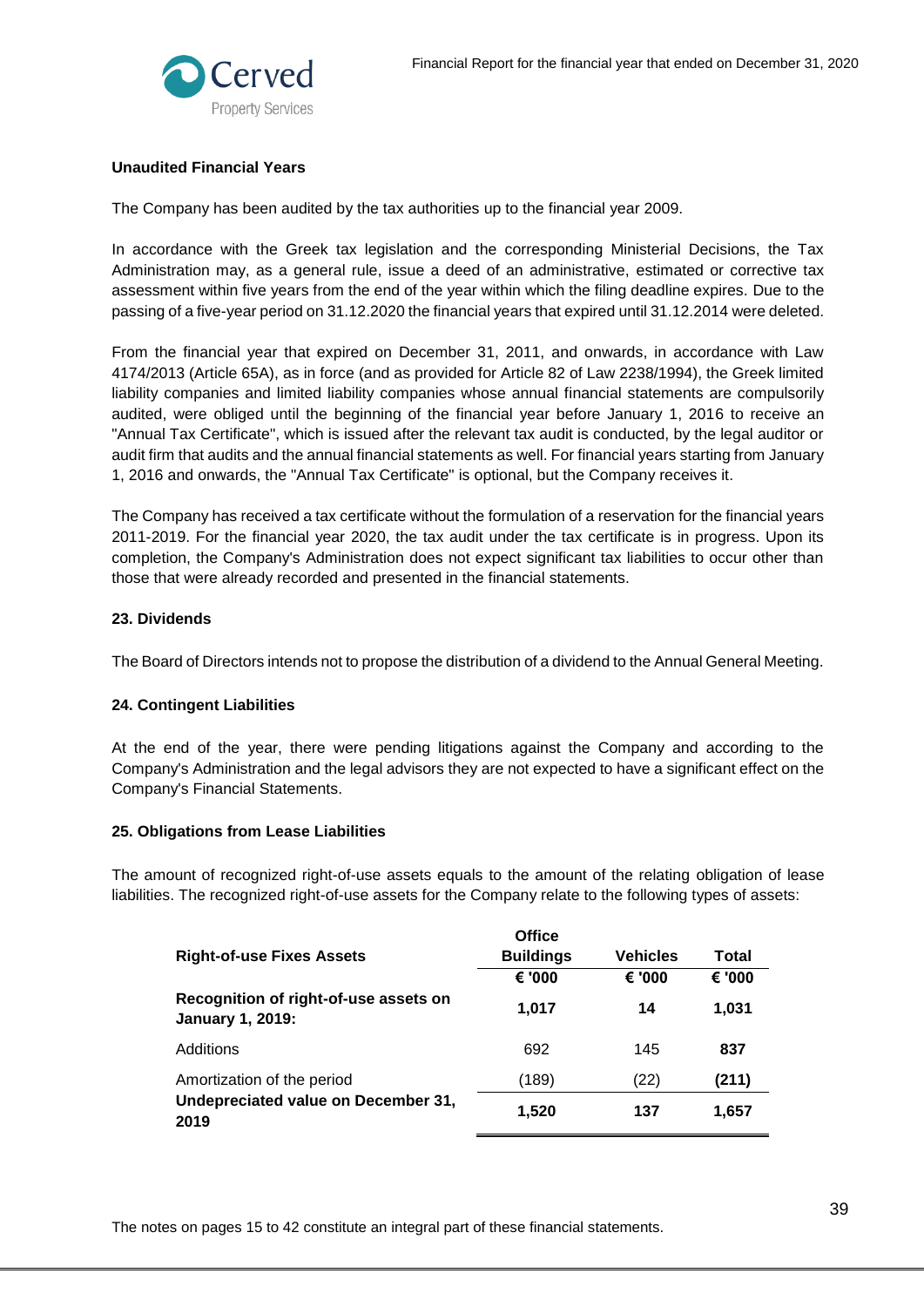**Unaudited Financial Years**

The Company has been audited by the tax authorities up to the financial year 2009.

In accordance with the Greek tax legislation and the corresponding Ministerial Decisions, the Tax Administration may, as a general rule, issue a deed of an administrative, estimated or corrective tax assessment within five years from the end of the year within which the filing deadline expires. Due to the passing of a five-year period on 31.12.2020 the financial years that expired until 31.12.2014 were deleted.

From the financial year that expired on December 31, 2011, and onwards, in accordance with Law 4174/2013 (Article 65A), as in force (and as provided for Article 82 of Law 2238/1994), the Greek limited liability companies and limited liability companies whose annual financial statements are compulsorily audited, were obliged until the beginning of the financial year before January 1, 2016 to receive an "Annual Tax Certificate", which is issued after the relevant tax audit is conducted, by the legal auditor or audit firm that audits and the annual financial statements as well. For financial years starting from January 1, 2016 and onwards, the "Annual Tax Certificate" is optional, but the Company receives it.

The Company has received a tax certificate without the formulation of a reservation for the financial years 2011-2019. For the financial year 2020, the tax audit under the tax certificate is in progress. Upon its completion, the Company's Administration does not expect significant tax liabilities to occur other than those that were already recorded and presented in the financial statements.

**23. Dividends**

The Board of Directors intends not to propose the distribution of a dividend to the Annual General Meeting.

**24. Contingent Liabilities**

At the end of the year, there were pending litigations against the Company and according to the Company's Administration and the legal advisors they are not expected to have a significant effect on the Company's Financial Statements.

**25. Obligations from Lease Liabilities**

The amount of recognized right-of-use assets equals to the amount of the relating obligation of lease liabilities. The recognized right-of-use assets for the Company relate to the following types of assets:

| Right-of-use Fixes Assets | Office Buildings | Vehicles | Total |
|---|---|---|---|
| | € '000 | € '000 | € '000 |
| **Recognition of right-of-use assets on January 1, 2019:** | **1,017** | **14** | **1,031** |
| Additions | 692 | 145 | **837** |
| Amortization of the period | (189) | (22) | **(211)** |
| **Undepreciated value on December 31, 2019** | **1,520** | **137** | **1,657** |

The notes on pages 15 to 42 constitute an integral part of these financial statements.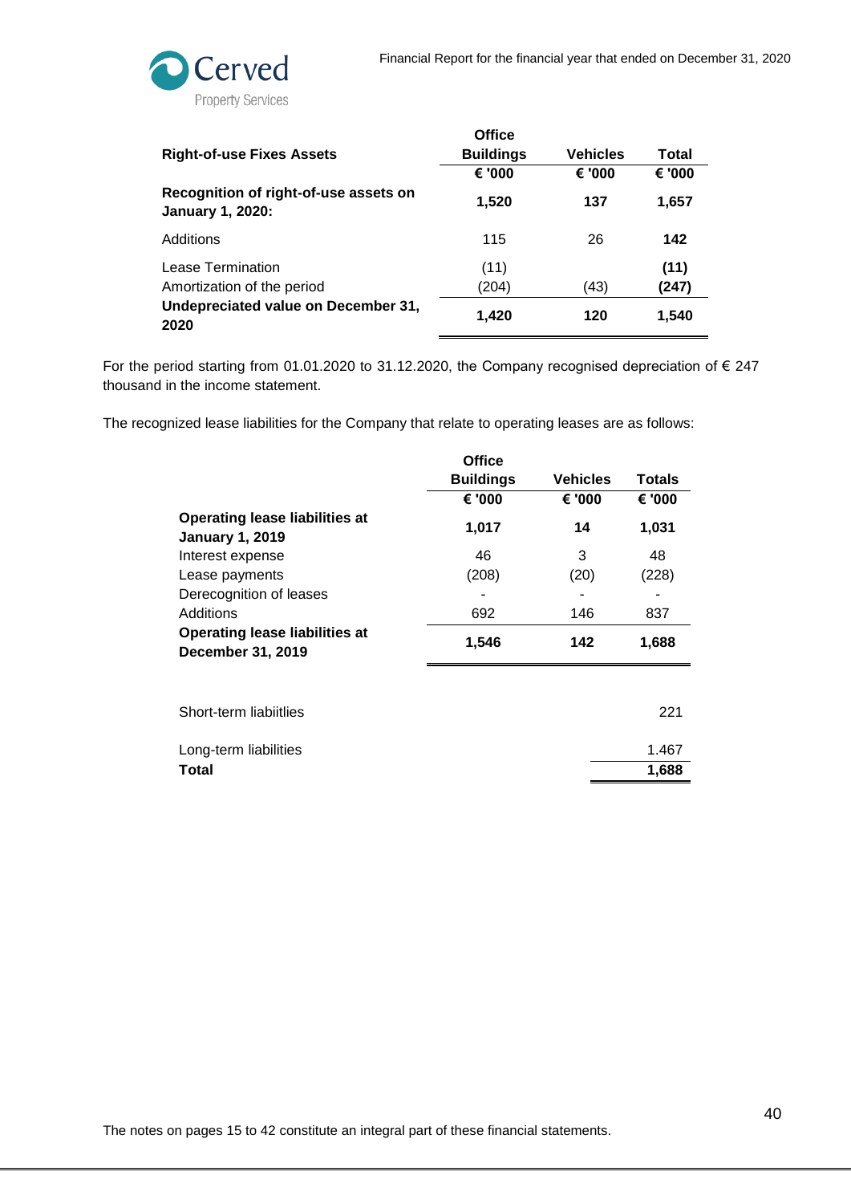| Right-of-use Fixes Assets | Office Buildings | Vehicles | Total |
|---|---|---|---|
| | € '000 | € '000 | € '000 |
| **Recognition of right-of-use assets on January 1, 2020:** | **1,520** | **137** | **1,657** |
| Additions | 115 | 26 | **142** |
| Lease Termination | (11) | | **(11)** |
| Amortization of the period | (204) | (43) | **(247)** |
| **Undepreciated value on December 31, 2020** | **1,420** | **120** | **1,540** |

For the period starting from 01.01.2020 to 31.12.2020, the Company recognised depreciation of € 247 thousand in the income statement.

The recognized lease liabilities for the Company that relate to operating leases are as follows:

| | Office Buildings | Vehicles | Totals |
|---|---|---|---|
| | € '000 | € '000 | € '000 |
| **Operating lease liabilities at January 1, 2019** | **1,017** | **14** | **1,031** |
| Interest expense | 46 | 3 | 48 |
| Lease payments | (208) | (20) | (228) |
| Derecognition of leases | - | - | - |
| Additions | 692 | 146 | 837 |
| **Operating lease liabilities at December 31, 2019** | **1,546** | **142** | **1,688** |

| | |
|---|---|
| Short-term liabiitlies | 221 |
| Long-term liabilities | 1.467 |
| **Total** | **1,688** |

The notes on pages 15 to 42 constitute an integral part of these financial statements.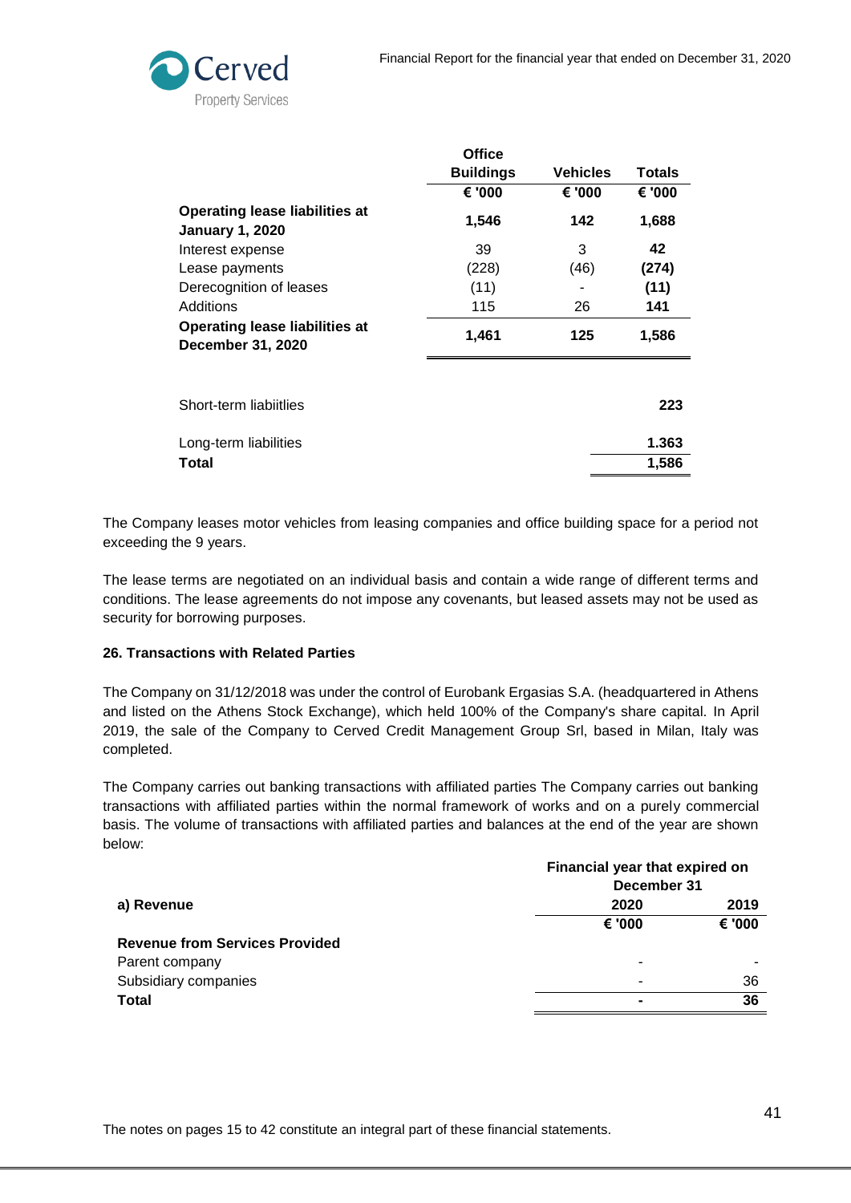| | Office Buildings | Vehicles | Totals |
|---|---|---|---|
| | € '000 | € '000 | € '000 |
| **Operating lease liabilities at January 1, 2020** | **1,546** | **142** | **1,688** |
| Interest expense | 39 | 3 | **42** |
| Lease payments | (228) | (46) | **(274)** |
| Derecognition of leases | (11) | - | **(11)** |
| Additions | 115 | 26 | **141** |
| **Operating lease liabilities at December 31, 2020** | **1,461** | **125** | **1,586** |

| | |
|---|---|
| Short-term liabiitlies | **223** |
| Long-term liabilities | **1.363** |
| **Total** | **1,586** |

The Company leases motor vehicles from leasing companies and office building space for a period not exceeding the 9 years.

The lease terms are negotiated on an individual basis and contain a wide range of different terms and conditions. The lease agreements do not impose any covenants, but leased assets may not be used as security for borrowing purposes.

### 26. Transactions with Related Parties

The Company on 31/12/2018 was under the control of Eurobank Ergasias S.A. (headquartered in Athens and listed on the Athens Stock Exchange), which held 100% of the Company's share capital. In April 2019, the sale of the Company to Cerved Credit Management Group Srl, based in Milan, Italy was completed.

The Company carries out banking transactions with affiliated parties The Company carries out banking transactions with affiliated parties within the normal framework of works and on a purely commercial basis. The volume of transactions with affiliated parties and balances at the end of the year are shown below:

| | Financial year that expired on December 31 | |
|---|---|---|
| **a) Revenue** | **2020** | **2019** |
| | **€ '000** | **€ '000** |
| **Revenue from Services Provided** | | |
| Parent company | - | - |
| Subsidiary companies | - | 36 |
| **Total** | **-** | **36** |

The notes on pages 15 to 42 constitute an integral part of these financial statements.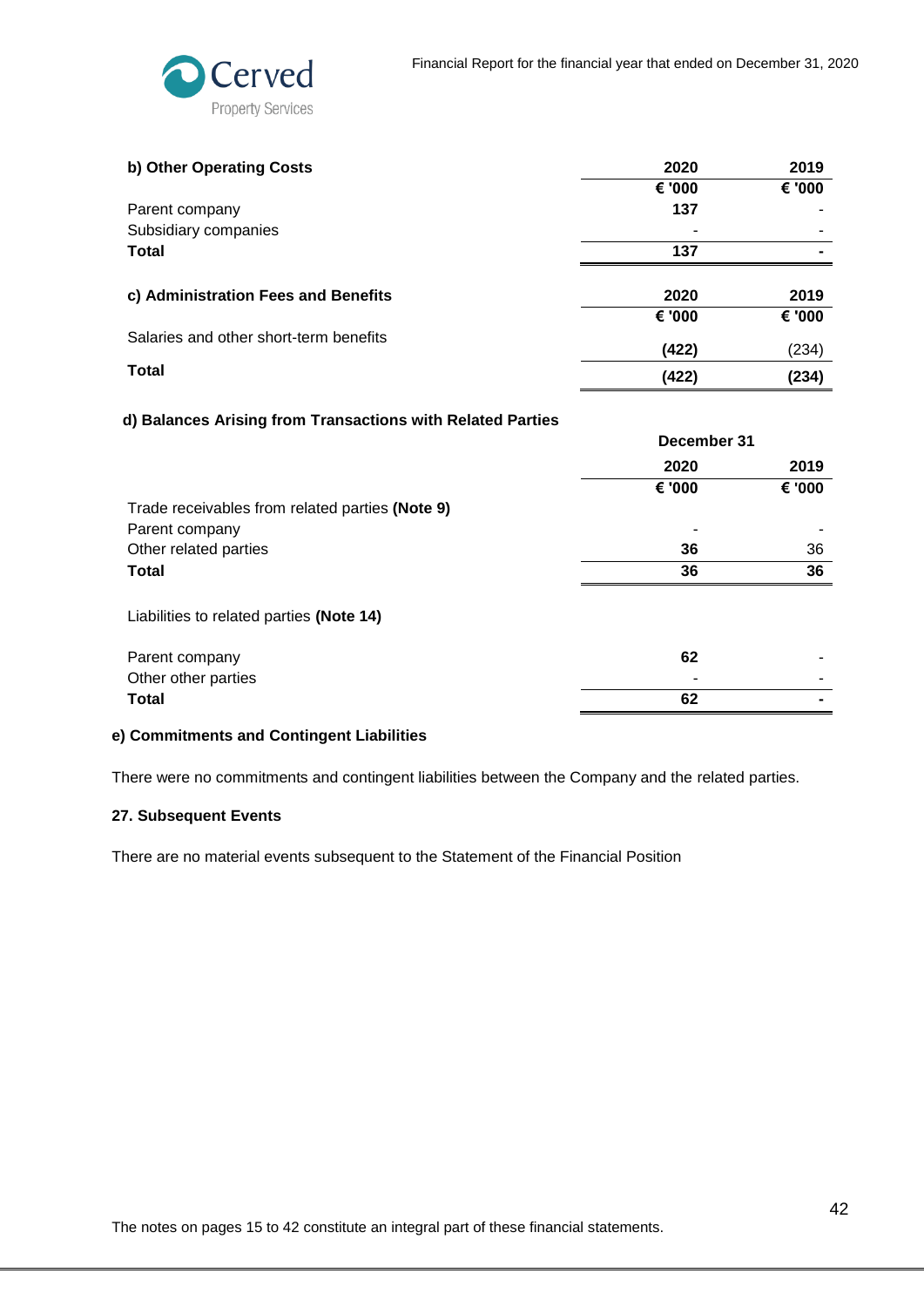**b) Other Operating Costs**

| | 2020 | 2019 |
|---|---|---|
| | € '000 | € '000 |
| Parent company | 137 | - |
| Subsidiary companies | - | - |
| **Total** | **137** | **-** |

**c) Administration Fees and Benefits**

| | 2020 | 2019 |
|---|---|---|
| | € '000 | € '000 |
| Salaries and other short-term benefits | (422) | (234) |
| **Total** | **(422)** | **(234)** |

**d) Balances Arising from Transactions with Related Parties**

| | December 31 | |
|---|---|---|
| | 2020 | 2019 |
| | € '000 | € '000 |
| Trade receivables from related parties **(Note 9)** | | |
| Parent company | - | - |
| Other related parties | 36 | 36 |
| **Total** | **36** | **36** |
| | | |
| Liabilities to related parties **(Note 14)** | | |
| Parent company | 62 | - |
| Other other parties | - | - |
| **Total** | **62** | **-** |

**e) Commitments and Contingent Liabilities**

There were no commitments and contingent liabilities between the Company and the related parties.

**27. Subsequent Events**

There are no material events subsequent to the Statement of the Financial Position

The notes on pages 15 to 42 constitute an integral part of these financial statements.